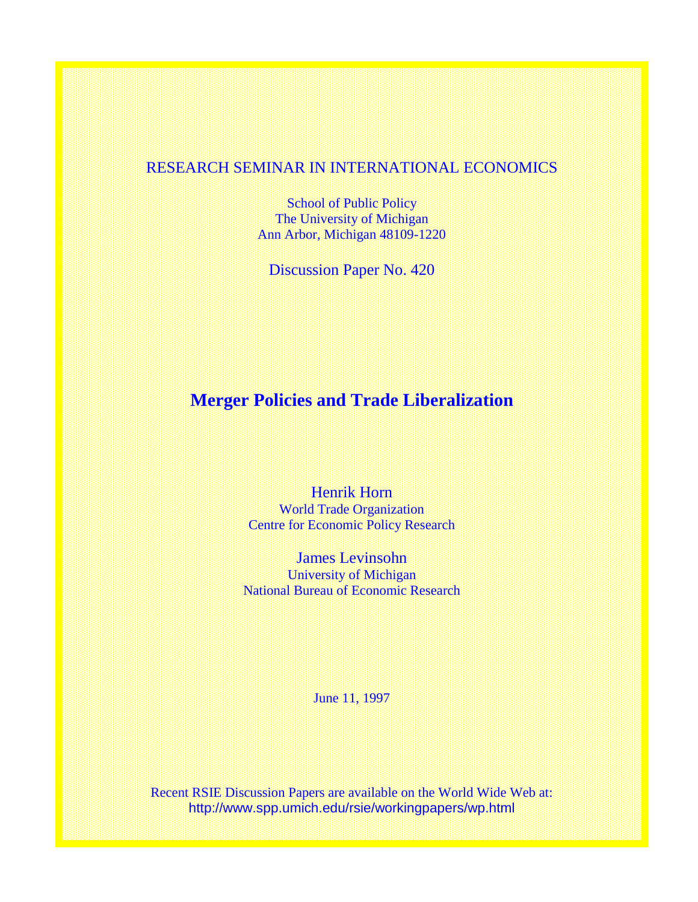RESEARCH SEMINAR IN INTERNATIONAL ECONOMICS

School of Public Policy
The University of Michigan
Ann Arbor, Michigan 48109-1220

Discussion Paper No. 420

# Merger Policies and Trade Liberalization

Henrik Horn
World Trade Organization
Centre for Economic Policy Research

James Levinsohn
University of Michigan
National Bureau of Economic Research

June 11, 1997

Recent RSIE Discussion Papers are available on the World Wide Web at:
http://www.spp.umich.edu/rsie/workingpapers/wp.html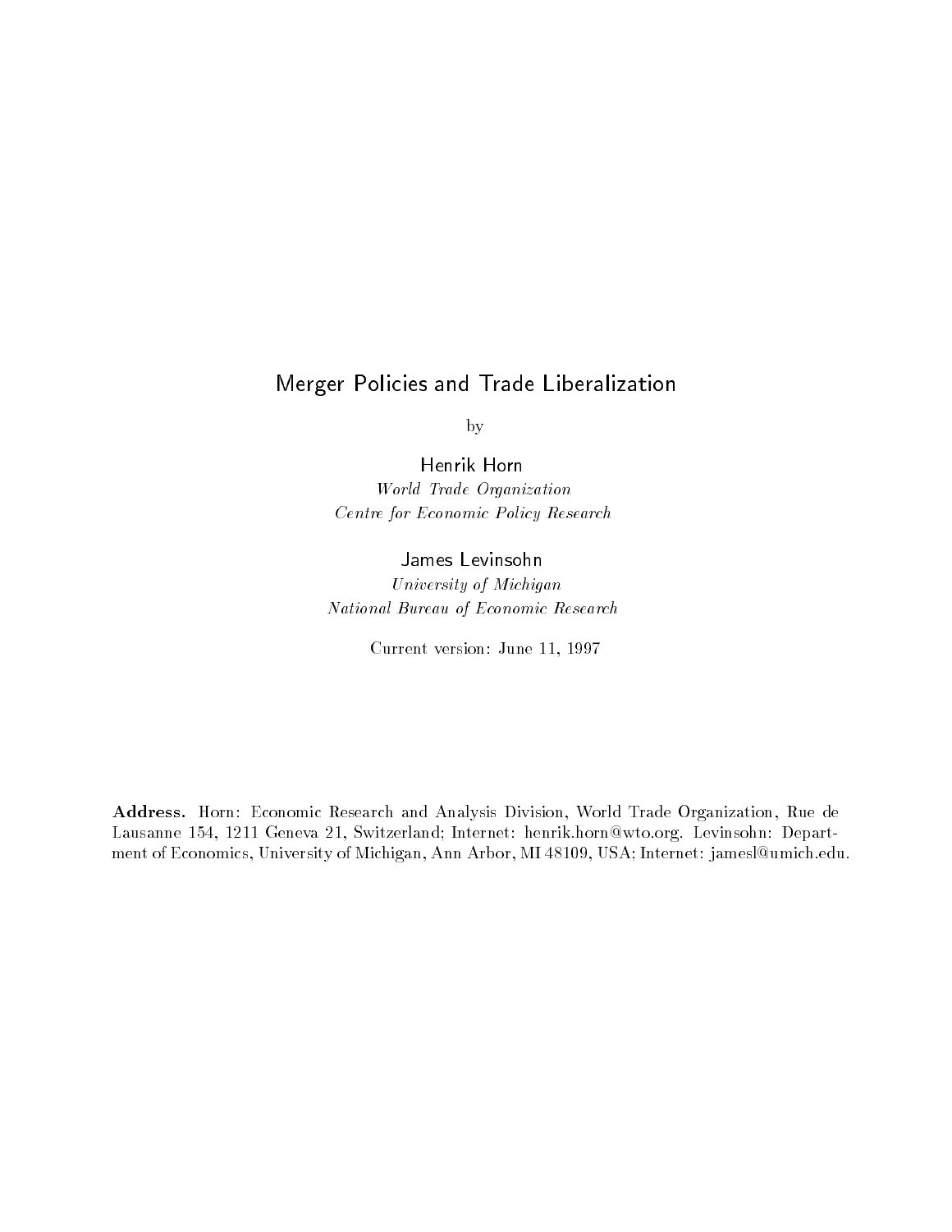# Merger Policies and Trade Liberalization

by

Henrik Horn

*World Trade Organization*
*Centre for Economic Policy Research*

James Levinsohn

*University of Michigan*
*National Bureau of Economic Research*

Current version: June 11, 1997

**Address.** Horn: Economic Research and Analysis Division, World Trade Organization, Rue de Lausanne 154, 1211 Geneva 21, Switzerland; Internet: henrik.horn@wto.org. Levinsohn: Department of Economics, University of Michigan, Ann Arbor, MI 48109, USA; Internet: jamesl@umich.edu.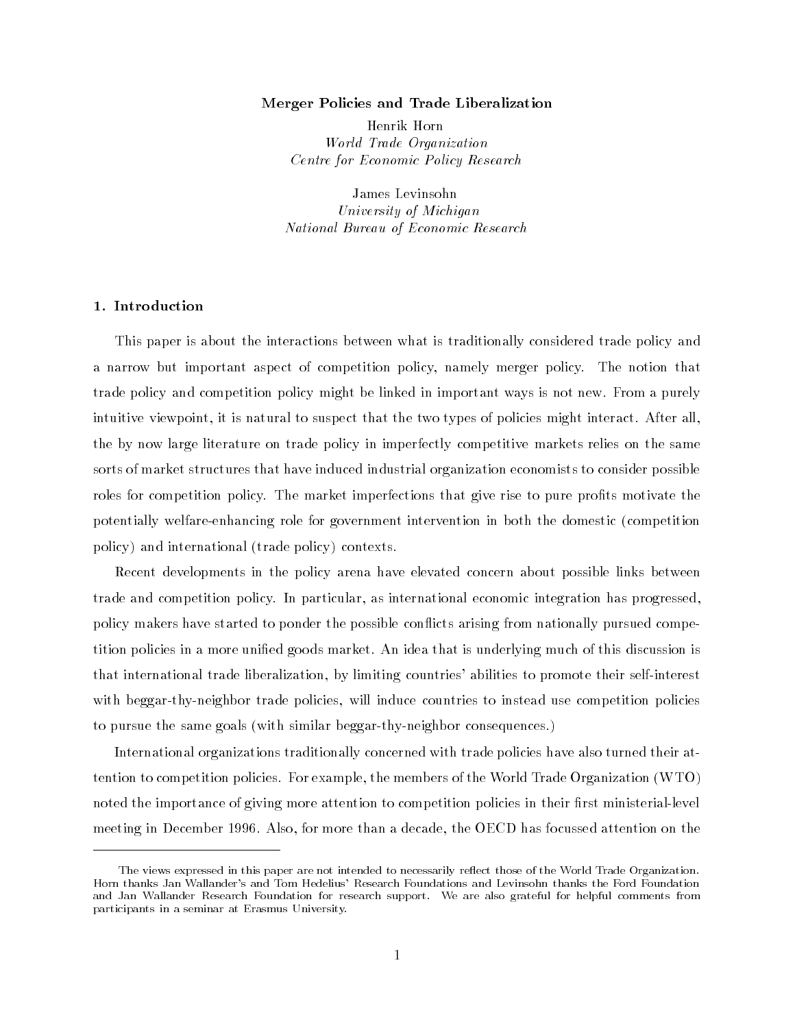# Merger Policies and Trade Liberalization

Henrik Horn
*World Trade Organization*
*Centre for Economic Policy Research*

James Levinsohn
*University of Michigan*
*National Bureau of Economic Research*

## 1. Introduction

This paper is about the interactions between what is traditionally considered trade policy and a narrow but important aspect of competition policy, namely merger policy. The notion that trade policy and competition policy might be linked in important ways is not new. From a purely intuitive viewpoint, it is natural to suspect that the two types of policies might interact. After all, the by now large literature on trade policy in imperfectly competitive markets relies on the same sorts of market structures that have induced industrial organization economists to consider possible roles for competition policy. The market imperfections that give rise to pure profits motivate the potentially welfare-enhancing role for government intervention in both the domestic (competition policy) and international (trade policy) contexts.

Recent developments in the policy arena have elevated concern about possible links between trade and competition policy. In particular, as international economic integration has progressed, policy makers have started to ponder the possible conflicts arising from nationally pursued competition policies in a more unified goods market. An idea that is underlying much of this discussion is that international trade liberalization, by limiting countries' abilities to promote their self-interest with beggar-thy-neighbor trade policies, will induce countries to instead use competition policies to pursue the same goals (with similar beggar-thy-neighbor consequences.)

International organizations traditionally concerned with trade policies have also turned their attention to competition policies. For example, the members of the World Trade Organization (WTO) noted the importance of giving more attention to competition policies in their first ministerial-level meeting in December 1996. Also, for more than a decade, the OECD has focussed attention on the

---

The views expressed in this paper are not intended to necessarily reflect those of the World Trade Organization. Horn thanks Jan Wallander's and Tom Hedelius' Research Foundations and Levinsohn thanks the Ford Foundation and Jan Wallander Research Foundation for research support. We are also grateful for helpful comments from participants in a seminar at Erasmus University.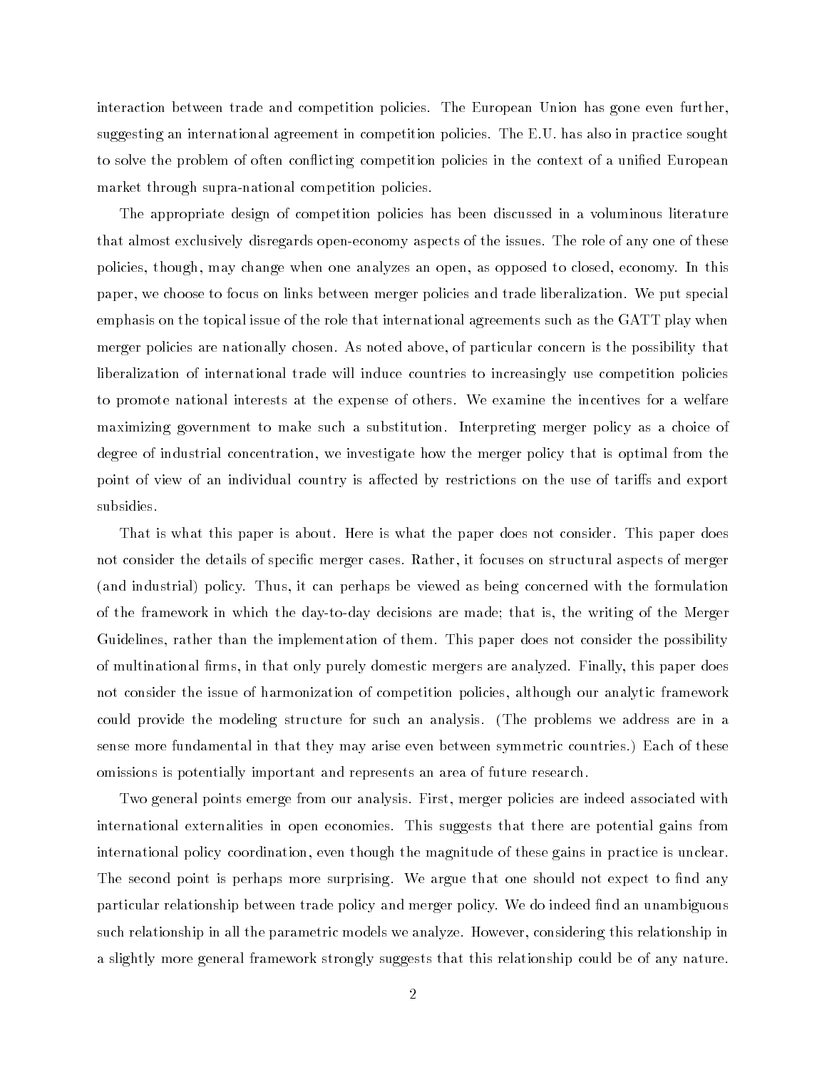interaction between trade and competition policies. The European Union has gone even further, suggesting an international agreement in competition policies. The E.U. has also in practice sought to solve the problem of often conflicting competition policies in the context of a unified European market through supra-national competition policies.

The appropriate design of competition policies has been discussed in a voluminous literature that almost exclusively disregards open-economy aspects of the issues. The role of any one of these policies, though, may change when one analyzes an open, as opposed to closed, economy. In this paper, we choose to focus on links between merger policies and trade liberalization. We put special emphasis on the topical issue of the role that international agreements such as the GATT play when merger policies are nationally chosen. As noted above, of particular concern is the possibility that liberalization of international trade will induce countries to increasingly use competition policies to promote national interests at the expense of others. We examine the incentives for a welfare maximizing government to make such a substitution. Interpreting merger policy as a choice of degree of industrial concentration, we investigate how the merger policy that is optimal from the point of view of an individual country is affected by restrictions on the use of tariffs and export subsidies.

That is what this paper is about. Here is what the paper does not consider. This paper does not consider the details of specific merger cases. Rather, it focuses on structural aspects of merger (and industrial) policy. Thus, it can perhaps be viewed as being concerned with the formulation of the framework in which the day-to-day decisions are made; that is, the writing of the Merger Guidelines, rather than the implementation of them. This paper does not consider the possibility of multinational firms, in that only purely domestic mergers are analyzed. Finally, this paper does not consider the issue of harmonization of competition policies, although our analytic framework could provide the modeling structure for such an analysis. (The problems we address are in a sense more fundamental in that they may arise even between symmetric countries.) Each of these omissions is potentially important and represents an area of future research.

Two general points emerge from our analysis. First, merger policies are indeed associated with international externalities in open economies. This suggests that there are potential gains from international policy coordination, even though the magnitude of these gains in practice is unclear. The second point is perhaps more surprising. We argue that one should not expect to find any particular relationship between trade policy and merger policy. We do indeed find an unambiguous such relationship in all the parametric models we analyze. However, considering this relationship in a slightly more general framework strongly suggests that this relationship could be of any nature.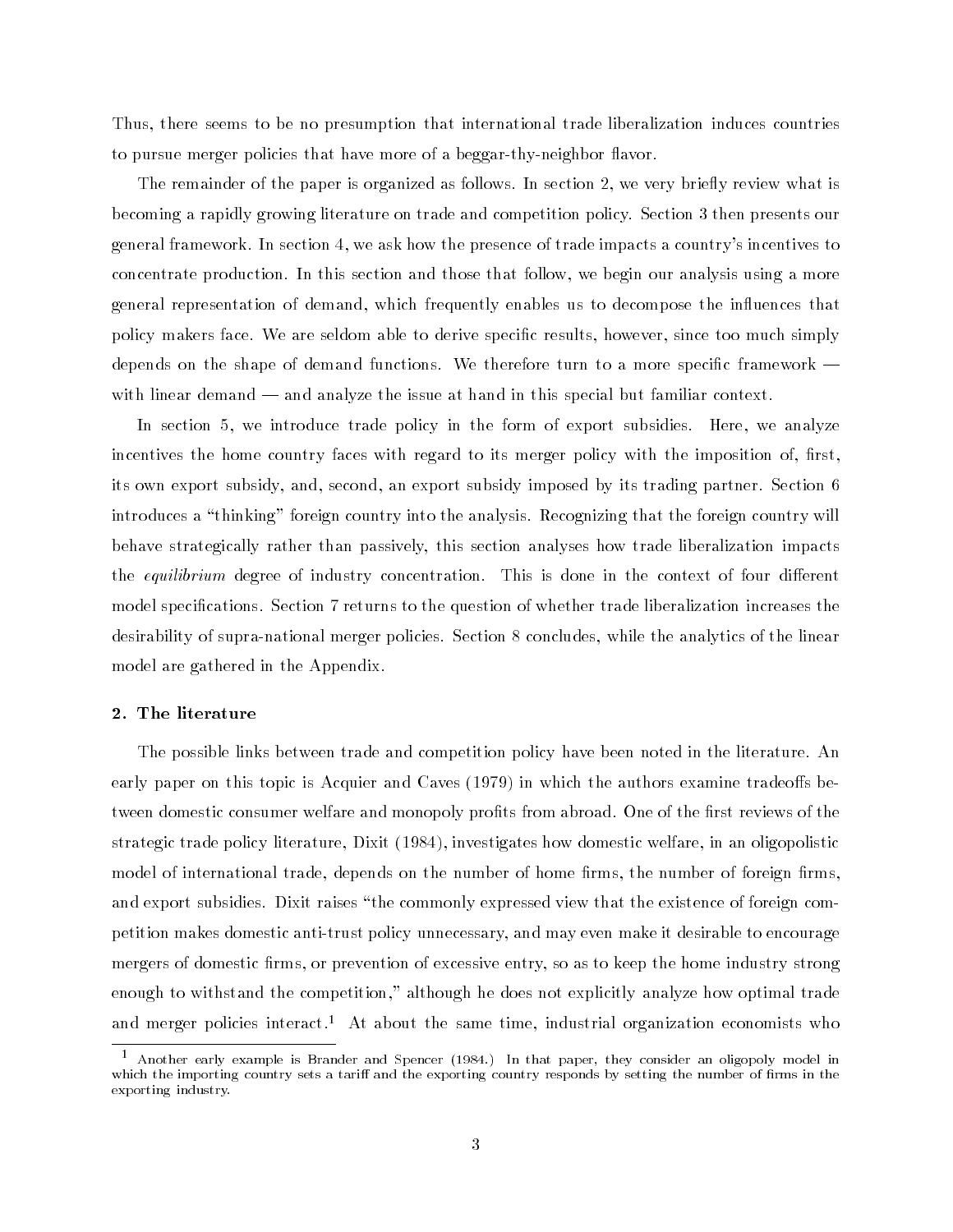Thus, there seems to be no presumption that international trade liberalization induces countries to pursue merger policies that have more of a beggar-thy-neighbor flavor.

The remainder of the paper is organized as follows. In section 2, we very briefly review what is becoming a rapidly growing literature on trade and competition policy. Section 3 then presents our general framework. In section 4, we ask how the presence of trade impacts a country's incentives to concentrate production. In this section and those that follow, we begin our analysis using a more general representation of demand, which frequently enables us to decompose the influences that policy makers face. We are seldom able to derive specific results, however, since too much simply depends on the shape of demand functions. We therefore turn to a more specific framework — with linear demand — and analyze the issue at hand in this special but familiar context.

In section 5, we introduce trade policy in the form of export subsidies. Here, we analyze incentives the home country faces with regard to its merger policy with the imposition of, first, its own export subsidy, and, second, an export subsidy imposed by its trading partner. Section 6 introduces a "thinking" foreign country into the analysis. Recognizing that the foreign country will behave strategically rather than passively, this section analyses how trade liberalization impacts the *equilibrium* degree of industry concentration. This is done in the context of four different model specifications. Section 7 returns to the question of whether trade liberalization increases the desirability of supra-national merger policies. Section 8 concludes, while the analytics of the linear model are gathered in the Appendix.

## 2. The literature

The possible links between trade and competition policy have been noted in the literature. An early paper on this topic is Acquier and Caves (1979) in which the authors examine tradeoffs between domestic consumer welfare and monopoly profits from abroad. One of the first reviews of the strategic trade policy literature, Dixit (1984), investigates how domestic welfare, in an oligopolistic model of international trade, depends on the number of home firms, the number of foreign firms, and export subsidies. Dixit raises "the commonly expressed view that the existence of foreign competition makes domestic anti-trust policy unnecessary, and may even make it desirable to encourage mergers of domestic firms, or prevention of excessive entry, so as to keep the home industry strong enough to withstand the competition," although he does not explicitly analyze how optimal trade and merger policies interact.[1] At about the same time, industrial organization economists who

[1] Another early example is Brander and Spencer (1984.) In that paper, they consider an oligopoly model in which the importing country sets a tariff and the exporting country responds by setting the number of firms in the exporting industry.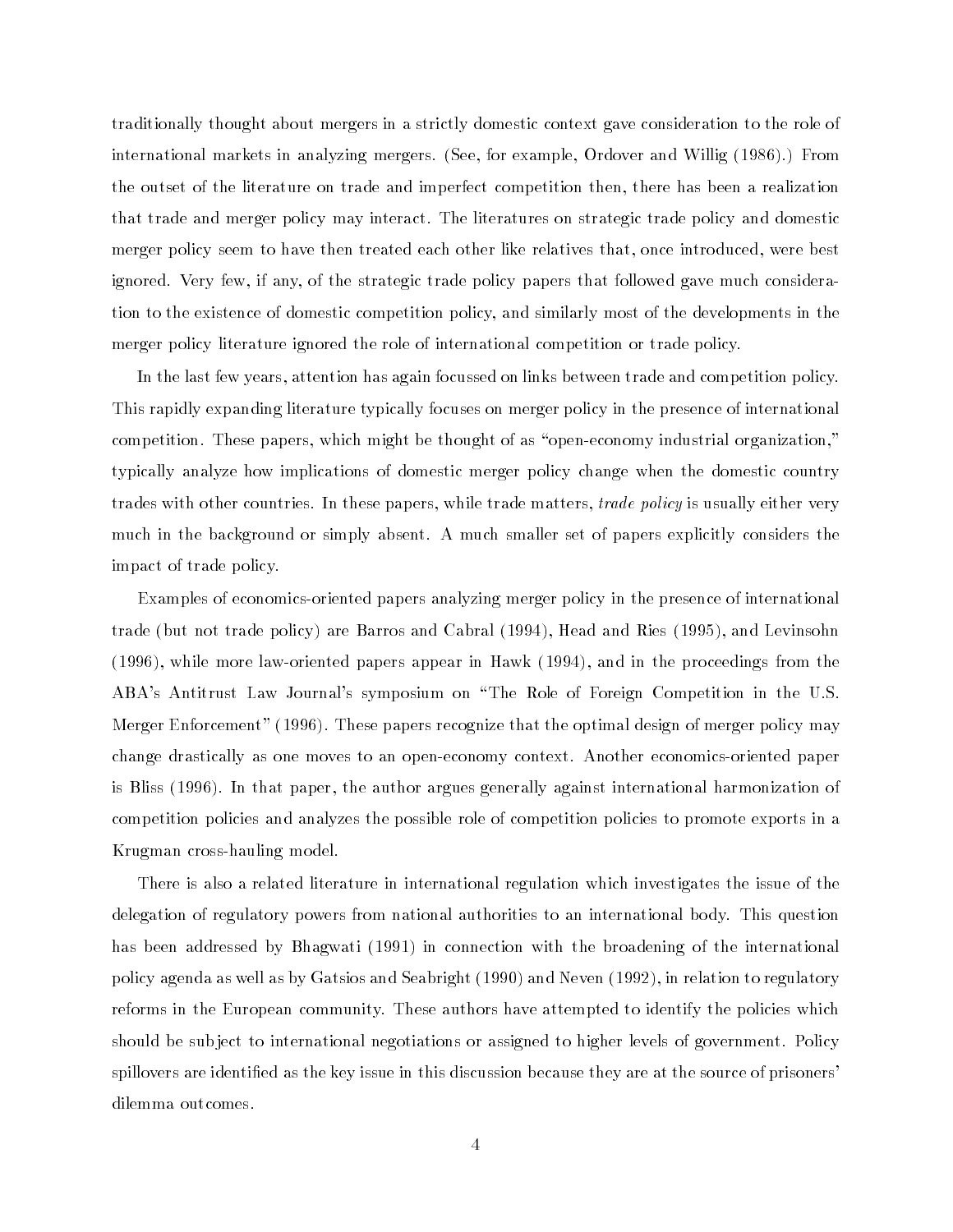traditionally thought about mergers in a strictly domestic context gave consideration to the role of international markets in analyzing mergers. (See, for example, Ordover and Willig (1986).) From the outset of the literature on trade and imperfect competition then, there has been a realization that trade and merger policy may interact. The literatures on strategic trade policy and domestic merger policy seem to have then treated each other like relatives that, once introduced, were best ignored. Very few, if any, of the strategic trade policy papers that followed gave much consideration to the existence of domestic competition policy, and similarly most of the developments in the merger policy literature ignored the role of international competition or trade policy.

In the last few years, attention has again focussed on links between trade and competition policy. This rapidly expanding literature typically focuses on merger policy in the presence of international competition. These papers, which might be thought of as "open-economy industrial organization," typically analyze how implications of domestic merger policy change when the domestic country trades with other countries. In these papers, while trade matters, *trade policy* is usually either very much in the background or simply absent. A much smaller set of papers explicitly considers the impact of trade policy.

Examples of economics-oriented papers analyzing merger policy in the presence of international trade (but not trade policy) are Barros and Cabral (1994), Head and Ries (1995), and Levinsohn (1996), while more law-oriented papers appear in Hawk (1994), and in the proceedings from the ABA's Antitrust Law Journal's symposium on "The Role of Foreign Competition in the U.S. Merger Enforcement" (1996). These papers recognize that the optimal design of merger policy may change drastically as one moves to an open-economy context. Another economics-oriented paper is Bliss (1996). In that paper, the author argues generally against international harmonization of competition policies and analyzes the possible role of competition policies to promote exports in a Krugman cross-hauling model.

There is also a related literature in international regulation which investigates the issue of the delegation of regulatory powers from national authorities to an international body. This question has been addressed by Bhagwati (1991) in connection with the broadening of the international policy agenda as well as by Gatsios and Seabright (1990) and Neven (1992), in relation to regulatory reforms in the European community. These authors have attempted to identify the policies which should be subject to international negotiations or assigned to higher levels of government. Policy spillovers are identified as the key issue in this discussion because they are at the source of prisoners' dilemma outcomes.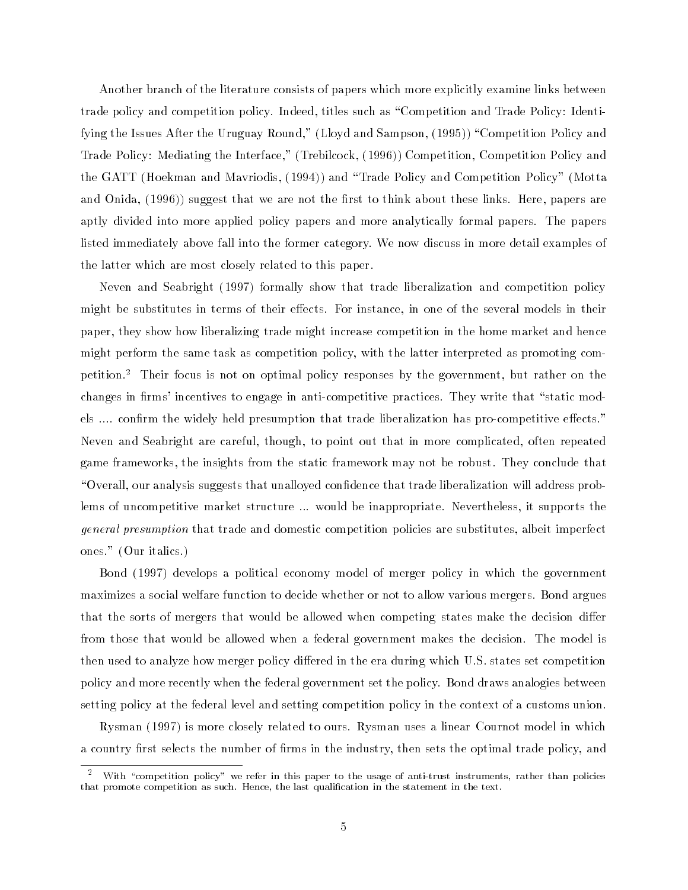Another branch of the literature consists of papers which more explicitly examine links between trade policy and competition policy. Indeed, titles such as "Competition and Trade Policy: Identifying the Issues After the Uruguay Round," (Lloyd and Sampson, (1995)) "Competition Policy and Trade Policy: Mediating the Interface," (Trebilcock, (1996)) Competition, Competition Policy and the GATT (Hoekman and Mavriodis, (1994)) and "Trade Policy and Competition Policy" (Motta and Onida, (1996)) suggest that we are not the first to think about these links. Here, papers are aptly divided into more applied policy papers and more analytically formal papers. The papers listed immediately above fall into the former category. We now discuss in more detail examples of the latter which are most closely related to this paper.

Neven and Seabright (1997) formally show that trade liberalization and competition policy might be substitutes in terms of their effects. For instance, in one of the several models in their paper, they show how liberalizing trade might increase competition in the home market and hence might perform the same task as competition policy, with the latter interpreted as promoting competition.[2] Their focus is not on optimal policy responses by the government, but rather on the changes in firms' incentives to engage in anti-competitive practices. They write that "static models .... confirm the widely held presumption that trade liberalization has pro-competitive effects." Neven and Seabright are careful, though, to point out that in more complicated, often repeated game frameworks, the insights from the static framework may not be robust. They conclude that "Overall, our analysis suggests that unalloyed confidence that trade liberalization will address problems of uncompetitive market structure ... would be inappropriate. Nevertheless, it supports the *general presumption* that trade and domestic competition policies are substitutes, albeit imperfect ones." (Our italics.)

Bond (1997) develops a political economy model of merger policy in which the government maximizes a social welfare function to decide whether or not to allow various mergers. Bond argues that the sorts of mergers that would be allowed when competing states make the decision differ from those that would be allowed when a federal government makes the decision. The model is then used to analyze how merger policy differed in the era during which U.S. states set competition policy and more recently when the federal government set the policy. Bond draws analogies between setting policy at the federal level and setting competition policy in the context of a customs union.

Rysman (1997) is more closely related to ours. Rysman uses a linear Cournot model in which a country first selects the number of firms in the industry, then sets the optimal trade policy, and

[2] With "competition policy" we refer in this paper to the usage of anti-trust instruments, rather than policies that promote competition as such. Hence, the last qualification in the statement in the text.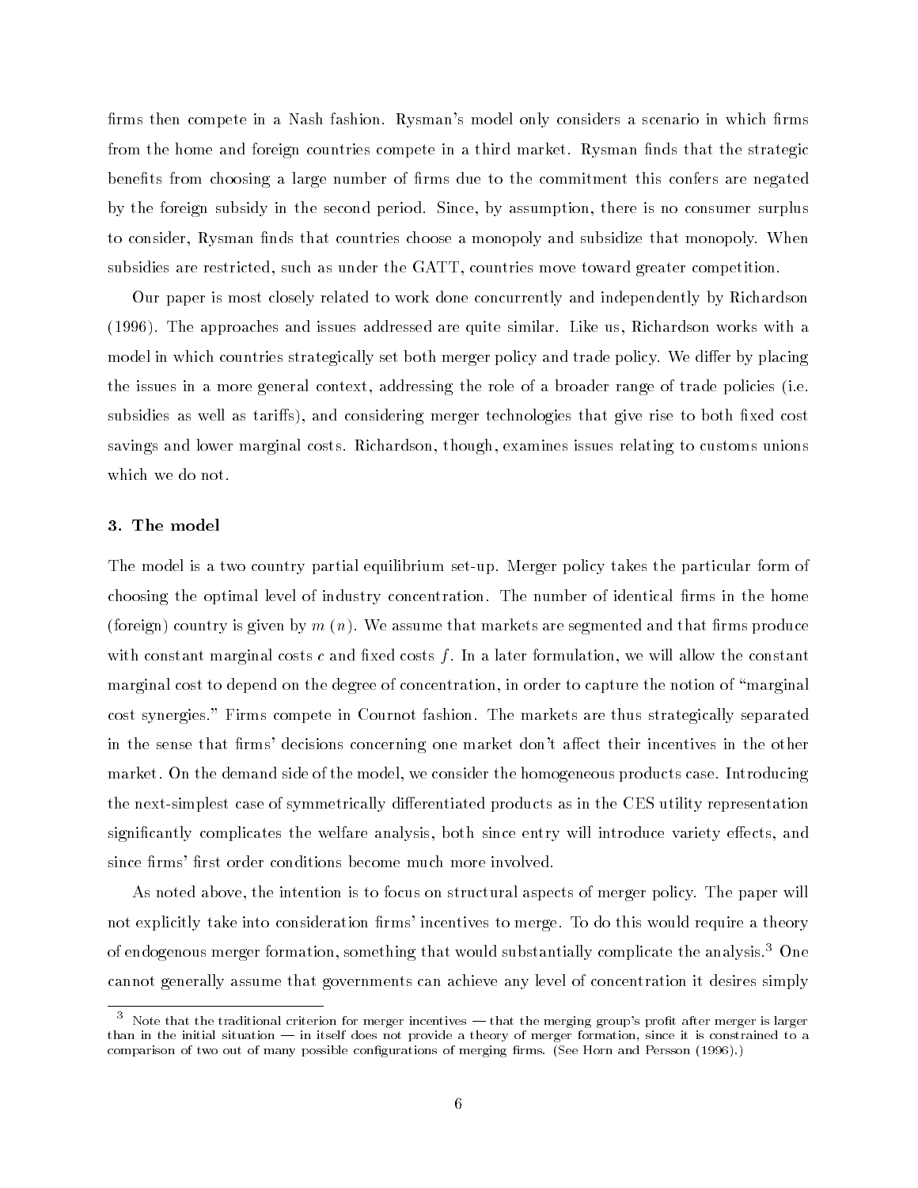firms then compete in a Nash fashion. Rysman's model only considers a scenario in which firms from the home and foreign countries compete in a third market. Rysman finds that the strategic benefits from choosing a large number of firms due to the commitment this confers are negated by the foreign subsidy in the second period. Since, by assumption, there is no consumer surplus to consider, Rysman finds that countries choose a monopoly and subsidize that monopoly. When subsidies are restricted, such as under the GATT, countries move toward greater competition.

Our paper is most closely related to work done concurrently and independently by Richardson (1996). The approaches and issues addressed are quite similar. Like us, Richardson works with a model in which countries strategically set both merger policy and trade policy. We differ by placing the issues in a more general context, addressing the role of a broader range of trade policies (i.e. subsidies as well as tariffs), and considering merger technologies that give rise to both fixed cost savings and lower marginal costs. Richardson, though, examines issues relating to customs unions which we do not.

### 3. The model

The model is a two country partial equilibrium set-up. Merger policy takes the particular form of choosing the optimal level of industry concentration. The number of identical firms in the home (foreign) country is given by $m$ ($n$). We assume that markets are segmented and that firms produce with constant marginal costs $c$ and fixed costs $f$. In a later formulation, we will allow the constant marginal cost to depend on the degree of concentration, in order to capture the notion of "marginal cost synergies." Firms compete in Cournot fashion. The markets are thus strategically separated in the sense that firms' decisions concerning one market don't affect their incentives in the other market. On the demand side of the model, we consider the homogeneous products case. Introducing the next-simplest case of symmetrically differentiated products as in the CES utility representation significantly complicates the welfare analysis, both since entry will introduce variety effects, and since firms' first order conditions become much more involved.

As noted above, the intention is to focus on structural aspects of merger policy. The paper will not explicitly take into consideration firms' incentives to merge. To do this would require a theory of endogenous merger formation, something that would substantially complicate the analysis.[3] One cannot generally assume that governments can achieve any level of concentration it desires simply

[3] Note that the traditional criterion for merger incentives — that the merging group's profit after merger is larger than in the initial situation — in itself does not provide a theory of merger formation, since it is constrained to a comparison of two out of many possible configurations of merging firms. (See Horn and Persson (1996).)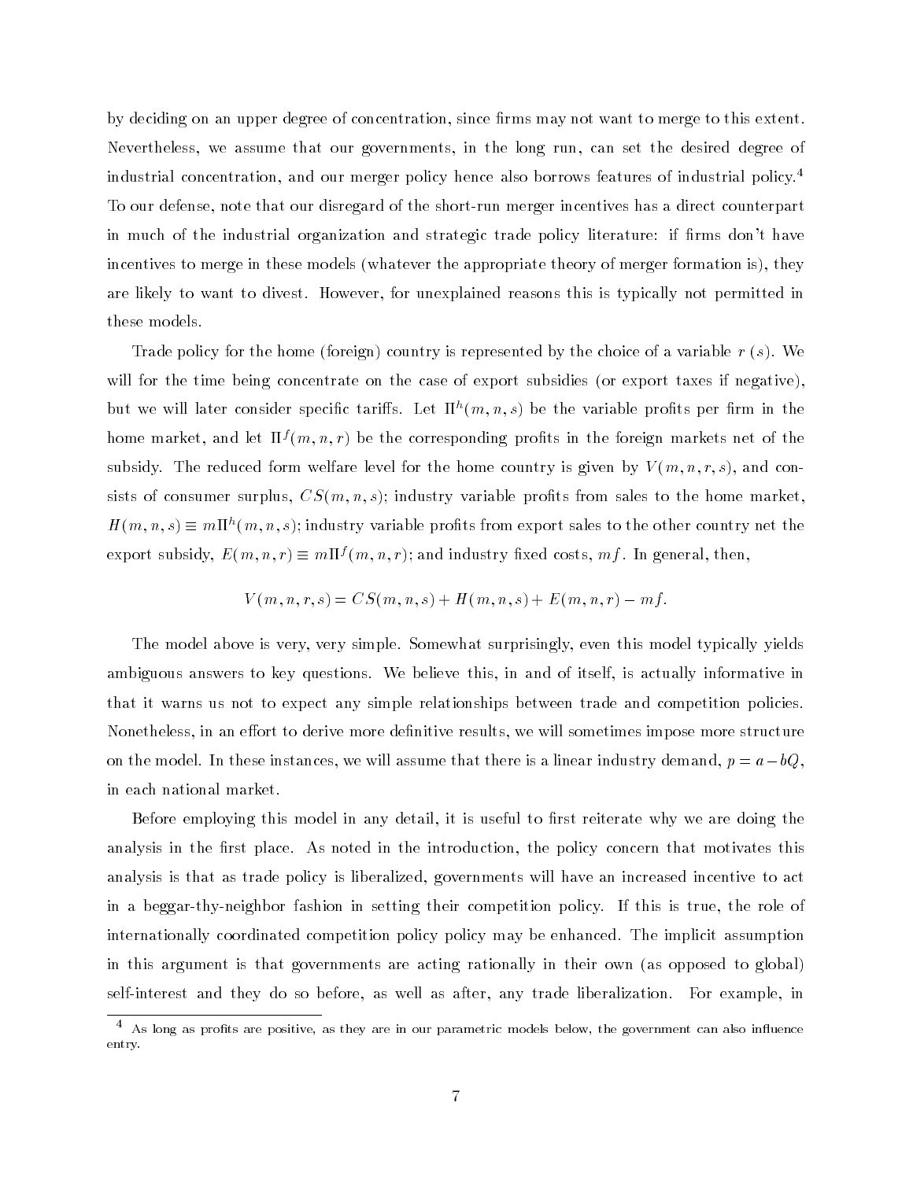by deciding on an upper degree of concentration, since firms may not want to merge to this extent. Nevertheless, we assume that our governments, in the long run, can set the desired degree of industrial concentration, and our merger policy hence also borrows features of industrial policy.[4] To our defense, note that our disregard of the short-run merger incentives has a direct counterpart in much of the industrial organization and strategic trade policy literature: if firms don't have incentives to merge in these models (whatever the appropriate theory of merger formation is), they are likely to want to divest. However, for unexplained reasons this is typically not permitted in these models.

Trade policy for the home (foreign) country is represented by the choice of a variable $r$ ($s$). We will for the time being concentrate on the case of export subsidies (or export taxes if negative), but we will later consider specific tariffs. Let $\Pi^h(m, n, s)$ be the variable profits per firm in the home market, and let $\Pi^f(m, n, r)$ be the corresponding profits in the foreign markets net of the subsidy. The reduced form welfare level for the home country is given by $V(m, n, r, s)$, and consists of consumer surplus, $CS(m, n, s)$; industry variable profits from sales to the home market, $H(m, n, s) \equiv m\Pi^h(m, n, s)$; industry variable profits from export sales to the other country net the export subsidy, $E(m, n, r) \equiv m\Pi^f(m, n, r)$; and industry fixed costs, $mf$. In general, then,

$$V(m, n, r, s) = CS(m, n, s) + H(m, n, s) + E(m, n, r) - mf.$$

The model above is very, very simple. Somewhat surprisingly, even this model typically yields ambiguous answers to key questions. We believe this, in and of itself, is actually informative in that it warns us not to expect any simple relationships between trade and competition policies. Nonetheless, in an effort to derive more definitive results, we will sometimes impose more structure on the model. In these instances, we will assume that there is a linear industry demand, $p = a - bQ$, in each national market.

Before employing this model in any detail, it is useful to first reiterate why we are doing the analysis in the first place. As noted in the introduction, the policy concern that motivates this analysis is that as trade policy is liberalized, governments will have an increased incentive to act in a beggar-thy-neighbor fashion in setting their competition policy. If this is true, the role of internationally coordinated competition policy policy may be enhanced. The implicit assumption in this argument is that governments are acting rationally in their own (as opposed to global) self-interest and they do so before, as well as after, any trade liberalization. For example, in

[4] As long as profits are positive, as they are in our parametric models below, the government can also influence entry.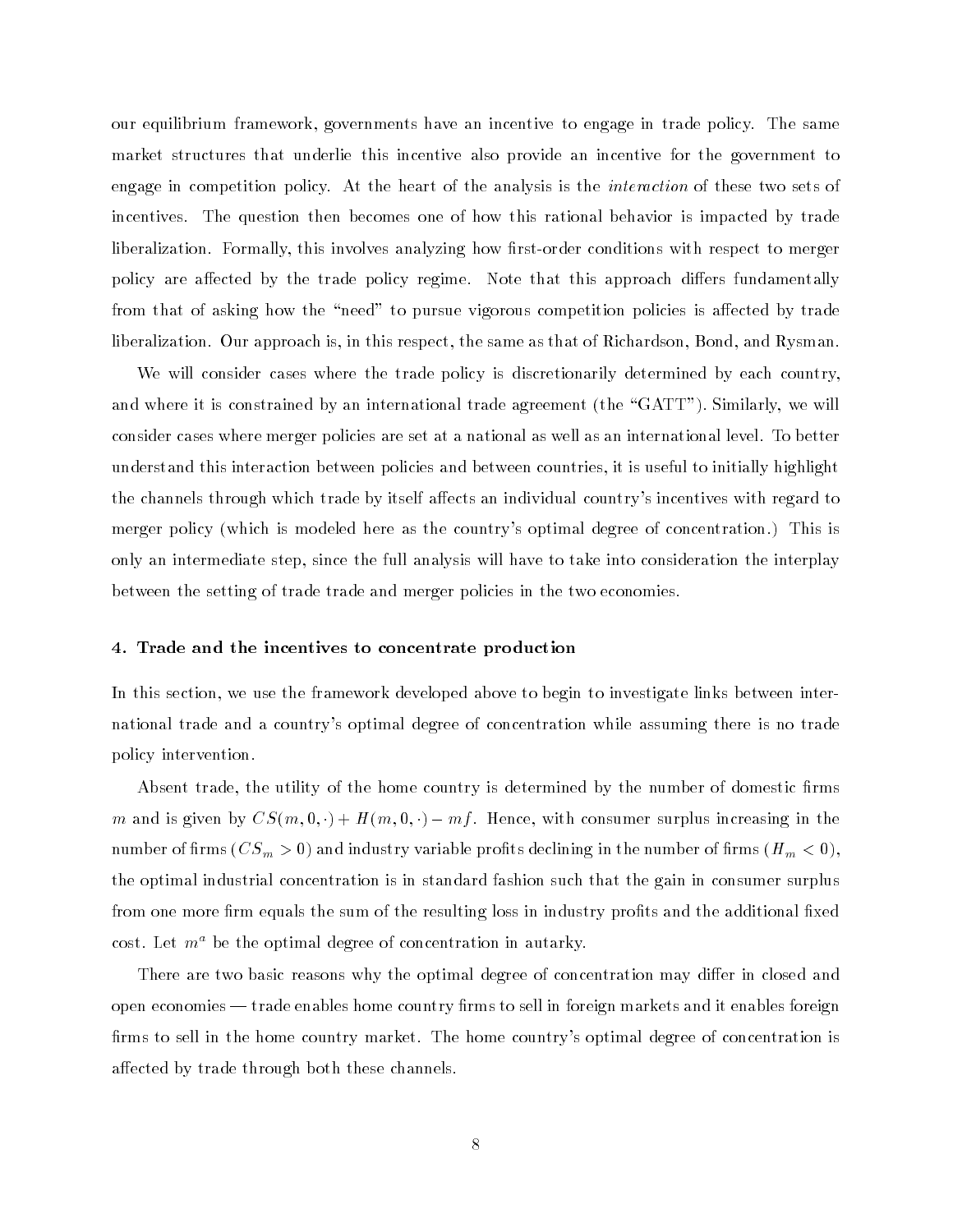our equilibrium framework, governments have an incentive to engage in trade policy. The same market structures that underlie this incentive also provide an incentive for the government to engage in competition policy. At the heart of the analysis is the *interaction* of these two sets of incentives. The question then becomes one of how this rational behavior is impacted by trade liberalization. Formally, this involves analyzing how first-order conditions with respect to merger policy are affected by the trade policy regime. Note that this approach differs fundamentally from that of asking how the "need" to pursue vigorous competition policies is affected by trade liberalization. Our approach is, in this respect, the same as that of Richardson, Bond, and Rysman.

We will consider cases where the trade policy is discretionarily determined by each country, and where it is constrained by an international trade agreement (the "GATT"). Similarly, we will consider cases where merger policies are set at a national as well as an international level. To better understand this interaction between policies and between countries, it is useful to initially highlight the channels through which trade by itself affects an individual country's incentives with regard to merger policy (which is modeled here as the country's optimal degree of concentration.) This is only an intermediate step, since the full analysis will have to take into consideration the interplay between the setting of trade trade and merger policies in the two economies.

## 4. Trade and the incentives to concentrate production

In this section, we use the framework developed above to begin to investigate links between international trade and a country's optimal degree of concentration while assuming there is no trade policy intervention.

Absent trade, the utility of the home country is determined by the number of domestic firms $m$ and is given by $CS(m, 0, \cdot) + H(m, 0, \cdot) - mf$. Hence, with consumer surplus increasing in the number of firms ($CS_m > 0$) and industry variable profits declining in the number of firms ($H_m < 0$), the optimal industrial concentration is in standard fashion such that the gain in consumer surplus from one more firm equals the sum of the resulting loss in industry profits and the additional fixed cost. Let $m^a$ be the optimal degree of concentration in autarky.

There are two basic reasons why the optimal degree of concentration may differ in closed and open economies — trade enables home country firms to sell in foreign markets and it enables foreign firms to sell in the home country market. The home country's optimal degree of concentration is affected by trade through both these channels.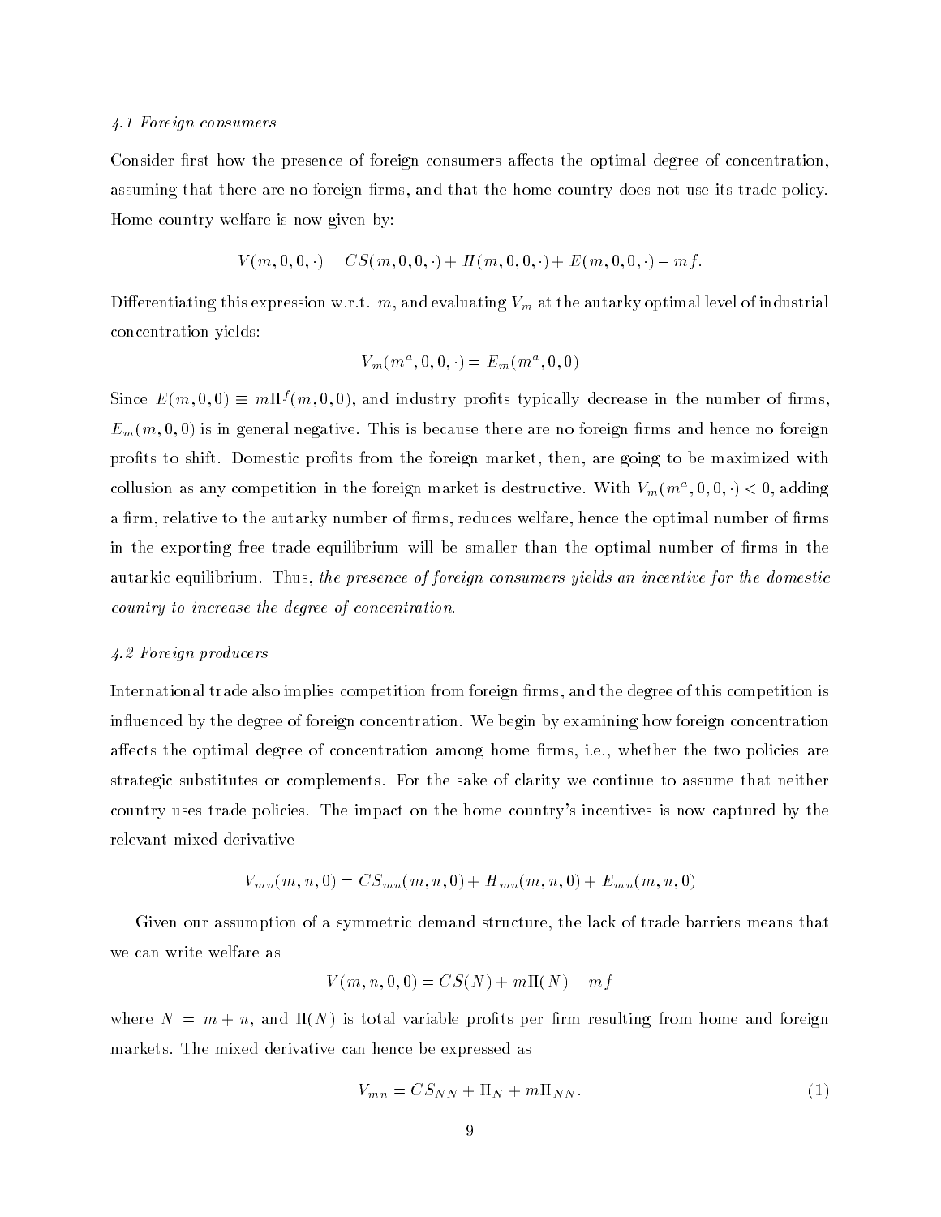### 4.1 Foreign consumers

Consider first how the presence of foreign consumers affects the optimal degree of concentration, assuming that there are no foreign firms, and that the home country does not use its trade policy. Home country welfare is now given by:

$$V(m, 0, 0, \cdot) = CS(m, 0, 0, \cdot) + H(m, 0, 0, \cdot) + E(m, 0, 0, \cdot) - mf.$$

Differentiating this expression w.r.t. $m$, and evaluating $V_m$ at the autarky optimal level of industrial concentration yields:

$$V_m(m^a, 0, 0, \cdot) = E_m(m^a, 0, 0)$$

Since $E(m, 0, 0) \equiv m\Pi^f(m, 0, 0)$, and industry profits typically decrease in the number of firms, $E_m(m, 0, 0)$ is in general negative. This is because there are no foreign firms and hence no foreign profits to shift. Domestic profits from the foreign market, then, are going to be maximized with collusion as any competition in the foreign market is destructive. With $V_m(m^a, 0, 0, \cdot) < 0$, adding a firm, relative to the autarky number of firms, reduces welfare, hence the optimal number of firms in the exporting free trade equilibrium will be smaller than the optimal number of firms in the autarkic equilibrium. Thus, *the presence of foreign consumers yields an incentive for the domestic country to increase the degree of concentration.*

### 4.2 Foreign producers

International trade also implies competition from foreign firms, and the degree of this competition is influenced by the degree of foreign concentration. We begin by examining how foreign concentration affects the optimal degree of concentration among home firms, i.e., whether the two policies are strategic substitutes or complements. For the sake of clarity we continue to assume that neither country uses trade policies. The impact on the home country's incentives is now captured by the relevant mixed derivative

$$V_{mn}(m, n, 0) = CS_{mn}(m, n, 0) + H_{mn}(m, n, 0) + E_{mn}(m, n, 0)$$

Given our assumption of a symmetric demand structure, the lack of trade barriers means that we can write welfare as

$$V(m, n, 0, 0) = CS(N) + m\Pi(N) - mf$$

where $N = m + n$, and $\Pi(N)$ is total variable profits per firm resulting from home and foreign markets. The mixed derivative can hence be expressed as

$$V_{mn} = CS_{NN} + \Pi_N + m\Pi_{NN}. \tag{1}$$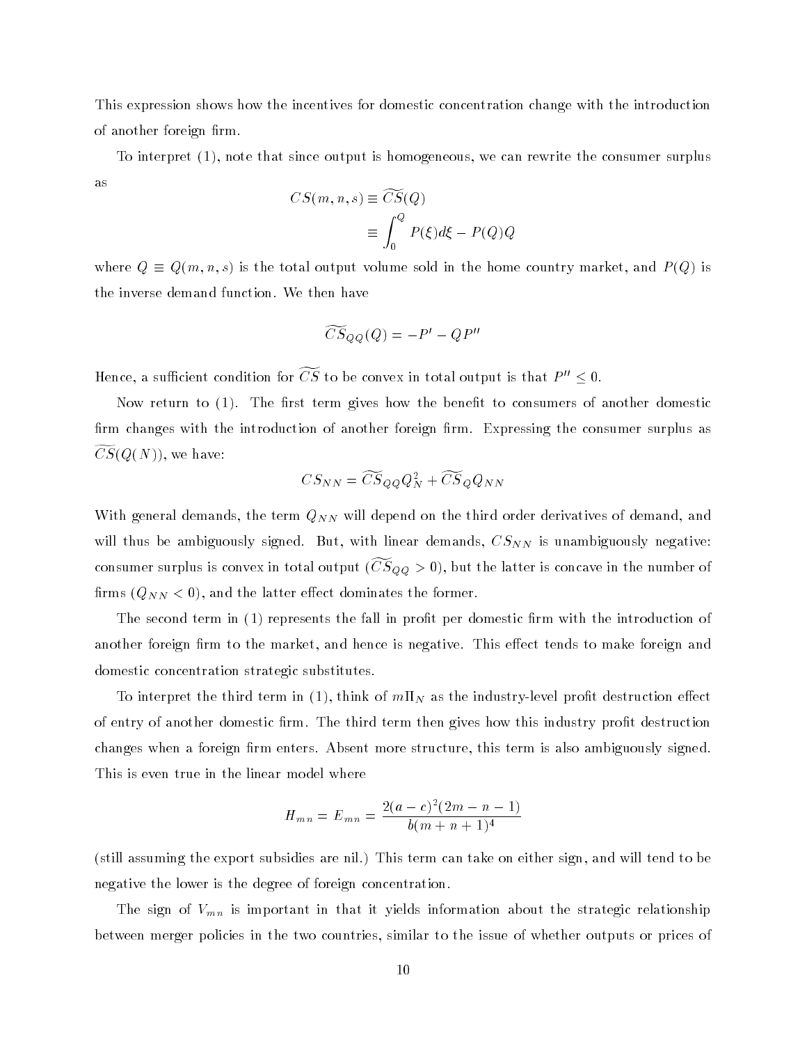This expression shows how the incentives for domestic concentration change with the introduction of another foreign firm.

To interpret (1), note that since output is homogeneous, we can rewrite the consumer surplus as

$$
\begin{aligned}
CS(m,n,s) &\equiv \widetilde{CS}(Q) \\
&\equiv \int_0^Q P(\xi)d\xi - P(Q)Q
\end{aligned}
$$

where $Q \equiv Q(m,n,s)$ is the total output volume sold in the home country market, and $P(Q)$ is the inverse demand function. We then have

$$
\widetilde{CS}_{QQ}(Q) = -P' - QP''
$$

Hence, a sufficient condition for $\widetilde{CS}$ to be convex in total output is that $P'' \leq 0$.

Now return to (1). The first term gives how the benefit to consumers of another domestic firm changes with the introduction of another foreign firm. Expressing the consumer surplus as $\widetilde{CS}(Q(N))$, we have:

$$
CS_{NN} = \widetilde{CS}_{QQ}Q_N^2 + \widetilde{CS}_Q Q_{NN}
$$

With general demands, the term $Q_{NN}$ will depend on the third order derivatives of demand, and will thus be ambiguously signed. But, with linear demands, $CS_{NN}$ is unambiguously negative: consumer surplus is convex in total output ($\widetilde{CS}_{QQ} > 0$), but the latter is concave in the number of firms ($Q_{NN} < 0$), and the latter effect dominates the former.

The second term in (1) represents the fall in profit per domestic firm with the introduction of another foreign firm to the market, and hence is negative. This effect tends to make foreign and domestic concentration strategic substitutes.

To interpret the third term in (1), think of $m\Pi_N$ as the industry-level profit destruction effect of entry of another domestic firm. The third term then gives how this industry profit destruction changes when a foreign firm enters. Absent more structure, this term is also ambiguously signed. This is even true in the linear model where

$$
H_{mn} = E_{mn} = \frac{2(a-c)^2(2m-n-1)}{b(m+n+1)^4}
$$

(still assuming the export subsidies are nil.) This term can take on either sign, and will tend to be negative the lower is the degree of foreign concentration.

The sign of $V_{mn}$ is important in that it yields information about the strategic relationship between merger policies in the two countries, similar to the issue of whether outputs or prices of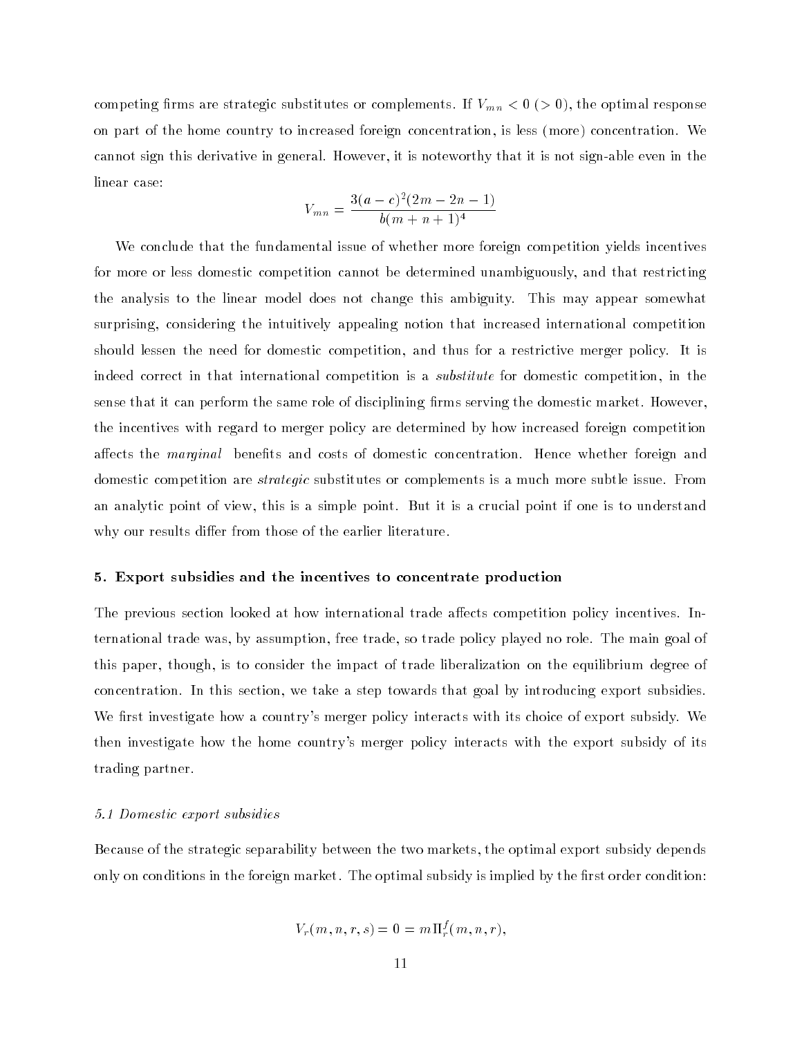competing firms are strategic substitutes or complements. If $V_{mn} < 0$ ($> 0$), the optimal response on part of the home country to increased foreign concentration, is less (more) concentration. We cannot sign this derivative in general. However, it is noteworthy that it is not sign-able even in the linear case:

$$V_{mn} = \frac{3(a-c)^2(2m-2n-1)}{b(m+n+1)^4}$$

We conclude that the fundamental issue of whether more foreign competition yields incentives for more or less domestic competition cannot be determined unambiguously, and that restricting the analysis to the linear model does not change this ambiguity. This may appear somewhat surprising, considering the intuitively appealing notion that increased international competition should lessen the need for domestic competition, and thus for a restrictive merger policy. It is indeed correct in that international competition is a *substitute* for domestic competition, in the sense that it can perform the same role of disciplining firms serving the domestic market. However, the incentives with regard to merger policy are determined by how increased foreign competition affects the *marginal* benefits and costs of domestic concentration. Hence whether foreign and domestic competition are *strategic* substitutes or complements is a much more subtle issue. From an analytic point of view, this is a simple point. But it is a crucial point if one is to understand why our results differ from those of the earlier literature.

## 5. Export subsidies and the incentives to concentrate production

The previous section looked at how international trade affects competition policy incentives. International trade was, by assumption, free trade, so trade policy played no role. The main goal of this paper, though, is to consider the impact of trade liberalization on the equilibrium degree of concentration. In this section, we take a step towards that goal by introducing export subsidies. We first investigate how a country's merger policy interacts with its choice of export subsidy. We then investigate how the home country's merger policy interacts with the export subsidy of its trading partner.

### *5.1 Domestic export subsidies*

Because of the strategic separability between the two markets, the optimal export subsidy depends only on conditions in the foreign market. The optimal subsidy is implied by the first order condition:

$$V_r(m,n,r,s) = 0 = m\Pi_r^f(m,n,r),$$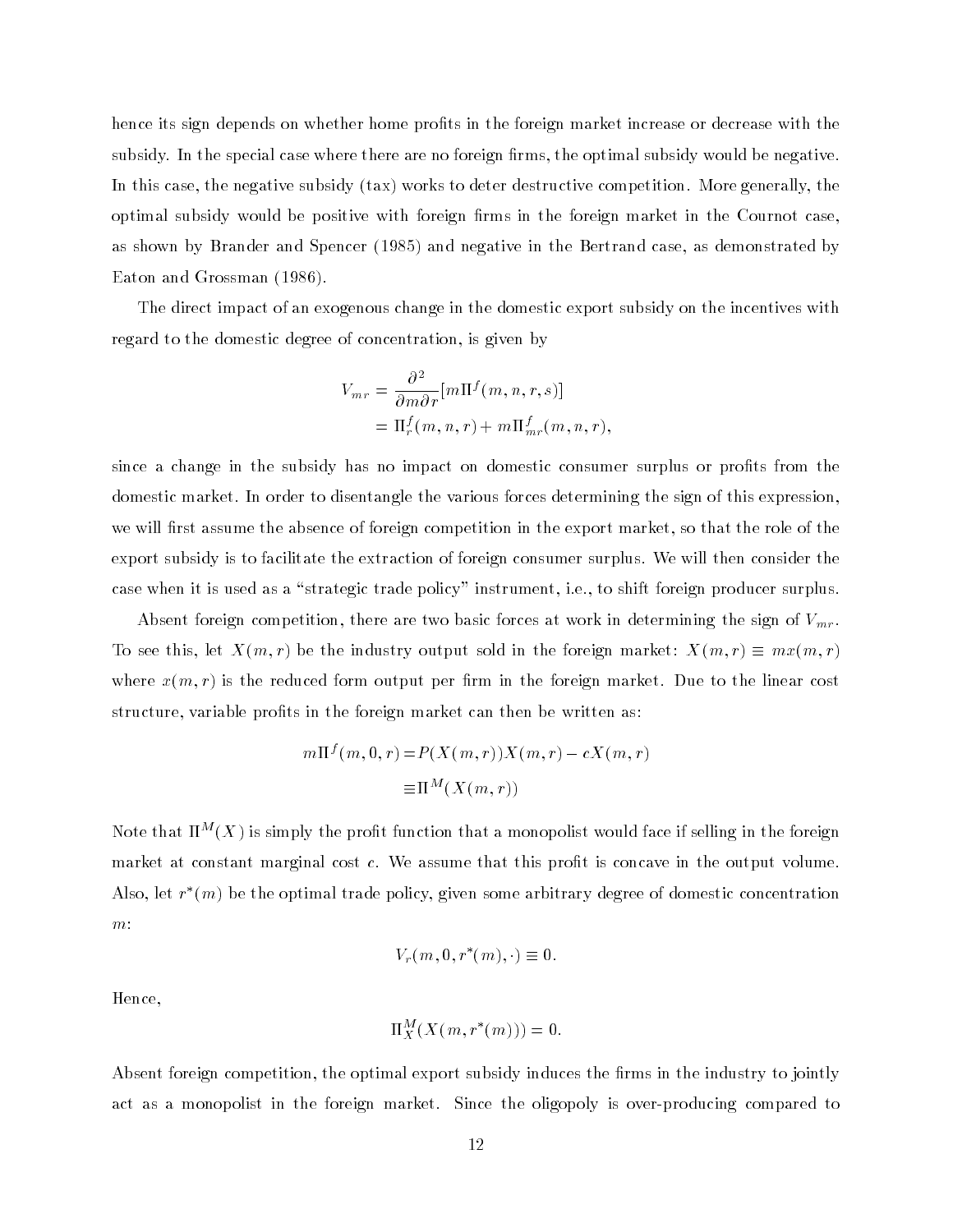hence its sign depends on whether home profits in the foreign market increase or decrease with the subsidy. In the special case where there are no foreign firms, the optimal subsidy would be negative. In this case, the negative subsidy (tax) works to deter destructive competition. More generally, the optimal subsidy would be positive with foreign firms in the foreign market in the Cournot case, as shown by Brander and Spencer (1985) and negative in the Bertrand case, as demonstrated by Eaton and Grossman (1986).

The direct impact of an exogenous change in the domestic export subsidy on the incentives with regard to the domestic degree of concentration, is given by

$$
\begin{aligned}
V_{mr} &= \frac{\partial^2}{\partial m \partial r}[m\Pi^f(m, n, r, s)] \\
&= \Pi^f_r(m, n, r) + m\Pi^f_{mr}(m, n, r),
\end{aligned}
$$

since a change in the subsidy has no impact on domestic consumer surplus or profits from the domestic market. In order to disentangle the various forces determining the sign of this expression, we will first assume the absence of foreign competition in the export market, so that the role of the export subsidy is to facilitate the extraction of foreign consumer surplus. We will then consider the case when it is used as a "strategic trade policy" instrument, i.e., to shift foreign producer surplus.

Absent foreign competition, there are two basic forces at work in determining the sign of $V_{mr}$. To see this, let $X(m, r)$ be the industry output sold in the foreign market: $X(m, r) \equiv mx(m, r)$ where $x(m, r)$ is the reduced form output per firm in the foreign market. Due to the linear cost structure, variable profits in the foreign market can then be written as:

$$
\begin{aligned}
m\Pi^f(m, 0, r) &= P(X(m, r))X(m, r) - cX(m, r) \\
&\equiv \Pi^M(X(m, r))
\end{aligned}
$$

Note that $\Pi^M(X)$ is simply the profit function that a monopolist would face if selling in the foreign market at constant marginal cost $c$. We assume that this profit is concave in the output volume. Also, let $r^*(m)$ be the optimal trade policy, given some arbitrary degree of domestic concentration $m$:

$$
V_r(m, 0, r^*(m), \cdot) \equiv 0.
$$

Hence,

$$
\Pi^M_X(X(m, r^*(m))) = 0.
$$

Absent foreign competition, the optimal export subsidy induces the firms in the industry to jointly act as a monopolist in the foreign market. Since the oligopoly is over-producing compared to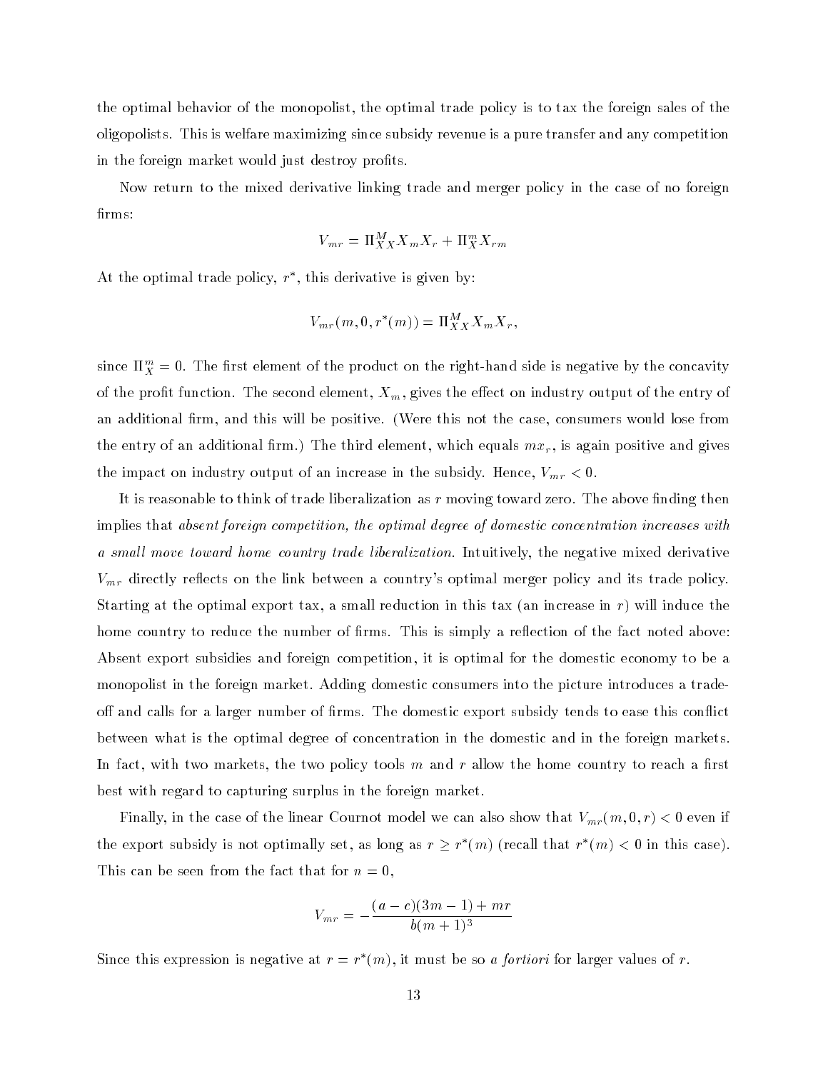the optimal behavior of the monopolist, the optimal trade policy is to tax the foreign sales of the oligopolists. This is welfare maximizing since subsidy revenue is a pure transfer and any competition in the foreign market would just destroy profits.

Now return to the mixed derivative linking trade and merger policy in the case of no foreign firms:

$$V_{mr} = \Pi^M_{XX} X_m X_r + \Pi^m_X X_{rm}$$

At the optimal trade policy, $r^*$, this derivative is given by:

$$V_{mr}(m, 0, r^*(m)) = \Pi^M_{XX} X_m X_r,$$

since $\Pi^m_X = 0$. The first element of the product on the right-hand side is negative by the concavity of the profit function. The second element, $X_m$, gives the effect on industry output of the entry of an additional firm, and this will be positive. (Were this not the case, consumers would lose from the entry of an additional firm.) The third element, which equals $mx_r$, is again positive and gives the impact on industry output of an increase in the subsidy. Hence, $V_{mr} < 0$.

It is reasonable to think of trade liberalization as $r$ moving toward zero. The above finding then implies that *absent foreign competition, the optimal degree of domestic concentration increases with a small move toward home country trade liberalization.* Intuitively, the negative mixed derivative $V_{mr}$ directly reflects on the link between a country's optimal merger policy and its trade policy. Starting at the optimal export tax, a small reduction in this tax (an increase in $r$) will induce the home country to reduce the number of firms. This is simply a reflection of the fact noted above: Absent export subsidies and foreign competition, it is optimal for the domestic economy to be a monopolist in the foreign market. Adding domestic consumers into the picture introduces a trade-off and calls for a larger number of firms. The domestic export subsidy tends to ease this conflict between what is the optimal degree of concentration in the domestic and in the foreign markets. In fact, with two markets, the two policy tools $m$ and $r$ allow the home country to reach a first best with regard to capturing surplus in the foreign market.

Finally, in the case of the linear Cournot model we can also show that $V_{mr}(m, 0, r) < 0$ even if the export subsidy is not optimally set, as long as $r \geq r^*(m)$ (recall that $r^*(m) < 0$ in this case). This can be seen from the fact that for $n = 0$,

$$V_{mr} = -\frac{(a-c)(3m-1) + mr}{b(m+1)^3}$$

Since this expression is negative at $r = r^*(m)$, it must be so *a fortiori* for larger values of $r$.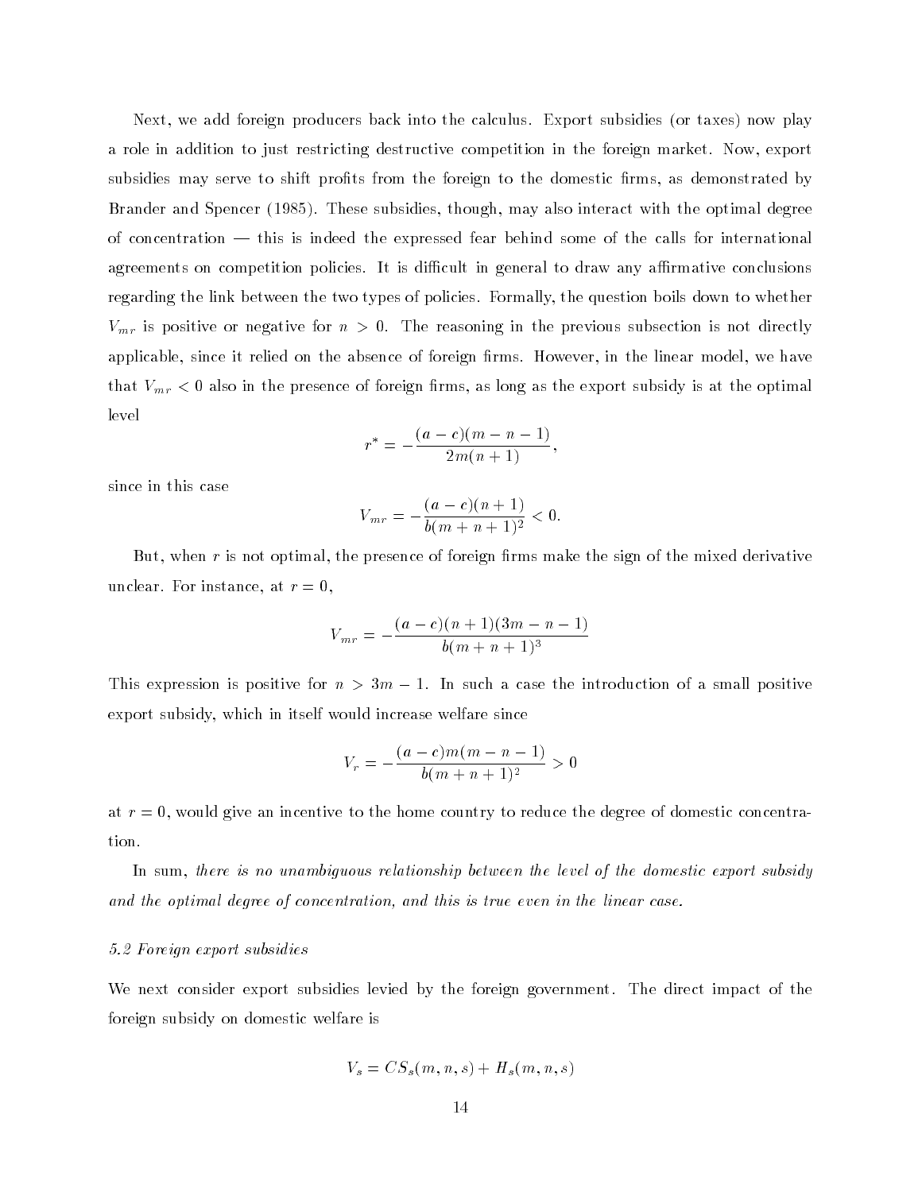Next, we add foreign producers back into the calculus. Export subsidies (or taxes) now play a role in addition to just restricting destructive competition in the foreign market. Now, export subsidies may serve to shift profits from the foreign to the domestic firms, as demonstrated by Brander and Spencer (1985). These subsidies, though, may also interact with the optimal degree of concentration — this is indeed the expressed fear behind some of the calls for international agreements on competition policies. It is difficult in general to draw any affirmative conclusions regarding the link between the two types of policies. Formally, the question boils down to whether $V_{mr}$ is positive or negative for $n > 0$. The reasoning in the previous subsection is not directly applicable, since it relied on the absence of foreign firms. However, in the linear model, we have that $V_{mr} < 0$ also in the presence of foreign firms, as long as the export subsidy is at the optimal level

$$r^* = -\frac{(a-c)(m-n-1)}{2m(n+1)},$$

since in this case

$$V_{mr} = -\frac{(a-c)(n+1)}{b(m+n+1)^2} < 0.$$

But, when $r$ is not optimal, the presence of foreign firms make the sign of the mixed derivative unclear. For instance, at $r = 0$,

$$V_{mr} = -\frac{(a-c)(n+1)(3m-n-1)}{b(m+n+1)^3}$$

This expression is positive for $n > 3m - 1$. In such a case the introduction of a small positive export subsidy, which in itself would increase welfare since

$$V_r = -\frac{(a-c)m(m-n-1)}{b(m+n+1)^2} > 0$$

at $r = 0$, would give an incentive to the home country to reduce the degree of domestic concentration.

In sum, *there is no unambiguous relationship between the level of the domestic export subsidy and the optimal degree of concentration, and this is true even in the linear case.*

*5.2 Foreign export subsidies*

We next consider export subsidies levied by the foreign government. The direct impact of the foreign subsidy on domestic welfare is

$$V_s = CS_s(m,n,s) + H_s(m,n,s)$$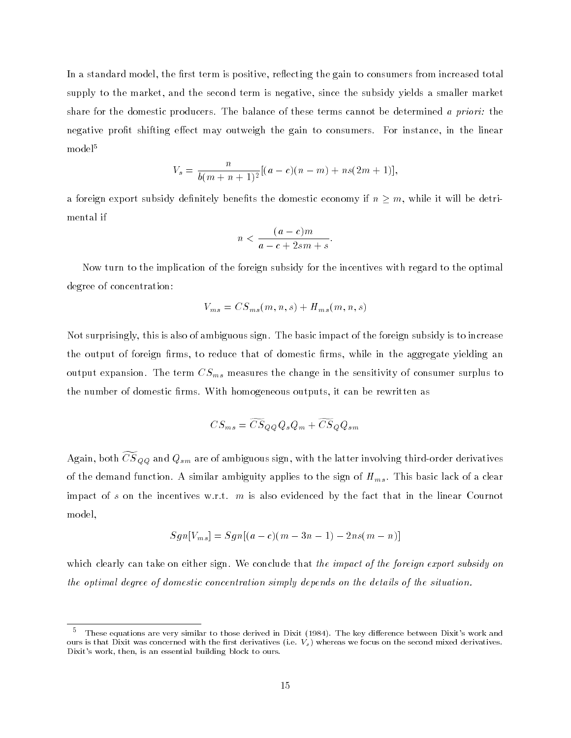In a standard model, the first term is positive, reflecting the gain to consumers from increased total supply to the market, and the second term is negative, since the subsidy yields a smaller market share for the domestic producers. The balance of these terms cannot be determined *a priori:* the negative profit shifting effect may outweigh the gain to consumers. For instance, in the linear model[5]

$$V_s = \frac{n}{b(m+n+1)^2}[(a-c)(n-m) + ns(2m+1)],$$

a foreign export subsidy definitely benefits the domestic economy if $n \geq m$, while it will be detrimental if

$$n < \frac{(a-c)m}{a-c+2sm+s}.$$

Now turn to the implication of the foreign subsidy for the incentives with regard to the optimal degree of concentration:

$$V_{ms} = CS_{ms}(m,n,s) + H_{ms}(m,n,s)$$

Not surprisingly, this is also of ambiguous sign. The basic impact of the foreign subsidy is to increase the output of foreign firms, to reduce that of domestic firms, while in the aggregate yielding an output expansion. The term $CS_{ms}$ measures the change in the sensitivity of consumer surplus to the number of domestic firms. With homogeneous outputs, it can be rewritten as

$$CS_{ms} = \widetilde{CS}_{QQ} Q_s Q_m + \widetilde{CS}_Q Q_{sm}$$

Again, both $\widetilde{CS}_{QQ}$ and $Q_{sm}$ are of ambiguous sign, with the latter involving third-order derivatives of the demand function. A similar ambiguity applies to the sign of $H_{ms}$. This basic lack of a clear impact of $s$ on the incentives w.r.t. $m$ is also evidenced by the fact that in the linear Cournot model,

$$Sgn[V_{ms}] = Sgn[(a-c)(m-3n-1) - 2ns(m-n)]$$

which clearly can take on either sign. We conclude that *the impact of the foreign export subsidy on the optimal degree of domestic concentration simply depends on the details of the situation.*

---

[5] These equations are very similar to those derived in Dixit (1984). The key difference between Dixit's work and ours is that Dixit was concerned with the first derivatives (i.e. $V_s$) whereas we focus on the second mixed derivatives. Dixit's work, then, is an essential building block to ours.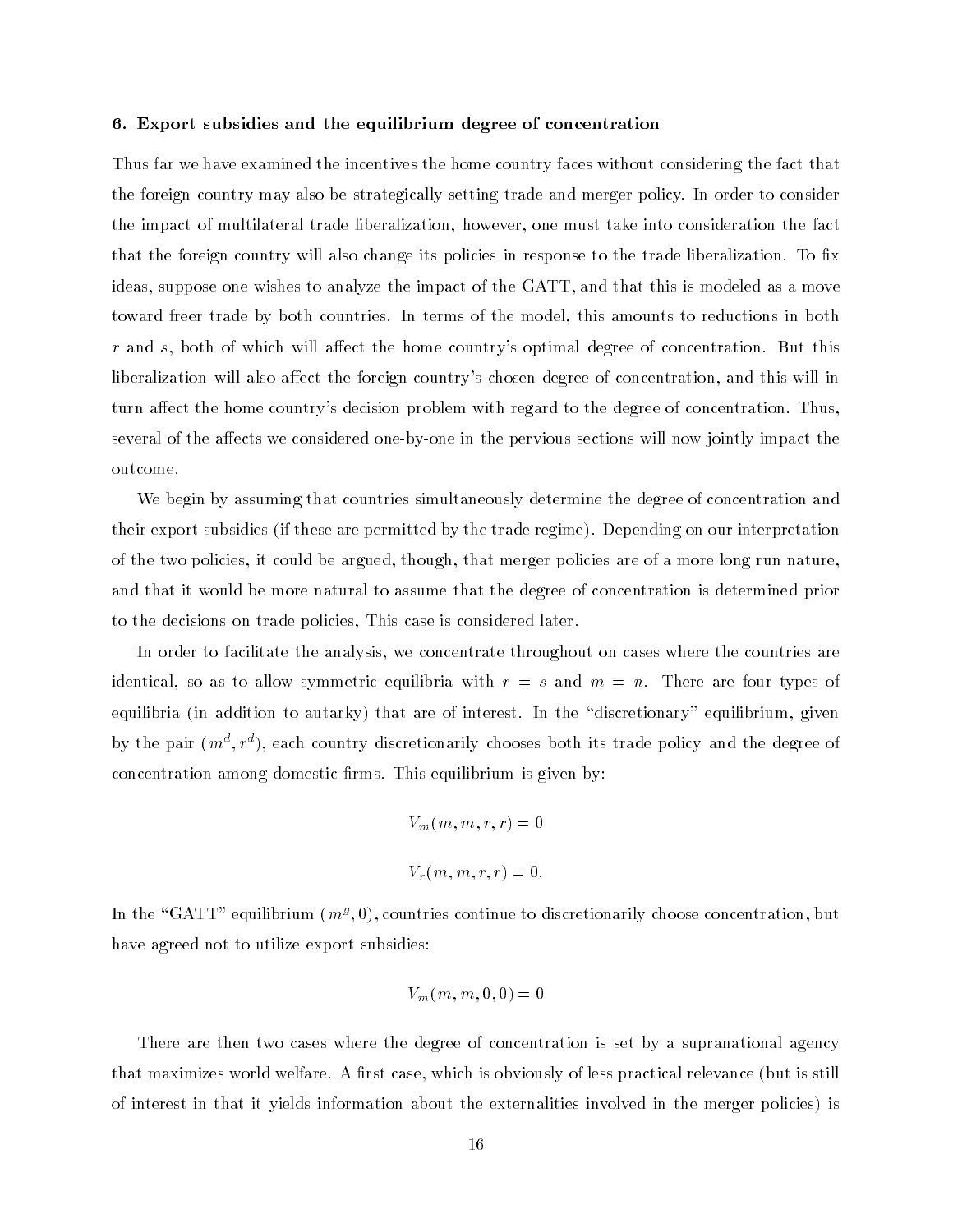### 6. Export subsidies and the equilibrium degree of concentration

Thus far we have examined the incentives the home country faces without considering the fact that the foreign country may also be strategically setting trade and merger policy. In order to consider the impact of multilateral trade liberalization, however, one must take into consideration the fact that the foreign country will also change its policies in response to the trade liberalization. To fix ideas, suppose one wishes to analyze the impact of the GATT, and that this is modeled as a move toward freer trade by both countries. In terms of the model, this amounts to reductions in both $r$ and $s$, both of which will affect the home country's optimal degree of concentration. But this liberalization will also affect the foreign country's chosen degree of concentration, and this will in turn affect the home country's decision problem with regard to the degree of concentration. Thus, several of the affects we considered one-by-one in the pervious sections will now jointly impact the outcome.

We begin by assuming that countries simultaneously determine the degree of concentration and their export subsidies (if these are permitted by the trade regime). Depending on our interpretation of the two policies, it could be argued, though, that merger policies are of a more long run nature, and that it would be more natural to assume that the degree of concentration is determined prior to the decisions on trade policies, This case is considered later.

In order to facilitate the analysis, we concentrate throughout on cases where the countries are identical, so as to allow symmetric equilibria with $r = s$ and $m = n$. There are four types of equilibria (in addition to autarky) that are of interest. In the "discretionary" equilibrium, given by the pair $(m^d, r^d)$, each country discretionarily chooses both its trade policy and the degree of concentration among domestic firms. This equilibrium is given by:

$$V_m(m, m, r, r) = 0$$

$$V_r(m, m, r, r) = 0.$$

In the "GATT" equilibrium $(m^g, 0)$, countries continue to discretionarily choose concentration, but have agreed not to utilize export subsidies:

$$V_m(m, m, 0, 0) = 0$$

There are then two cases where the degree of concentration is set by a supranational agency that maximizes world welfare. A first case, which is obviously of less practical relevance (but is still of interest in that it yields information about the externalities involved in the merger policies) is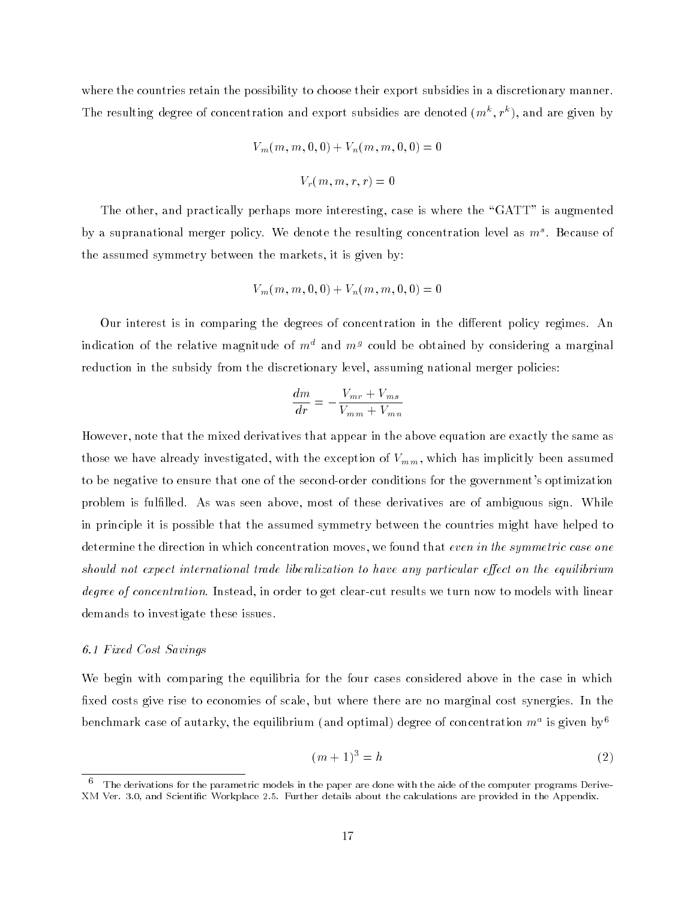where the countries retain the possibility to choose their export subsidies in a discretionary manner. The resulting degree of concentration and export subsidies are denoted $(m^k, r^k)$, and are given by

$$V_m(m, m, 0, 0) + V_n(m, m, 0, 0) = 0$$

$$V_r(m, m, r, r) = 0$$

The other, and practically perhaps more interesting, case is where the "GATT" is augmented by a supranational merger policy. We denote the resulting concentration level as $m^s$. Because of the assumed symmetry between the markets, it is given by:

$$V_m(m, m, 0, 0) + V_n(m, m, 0, 0) = 0$$

Our interest is in comparing the degrees of concentration in the different policy regimes. An indication of the relative magnitude of $m^d$ and $m^g$ could be obtained by considering a marginal reduction in the subsidy from the discretionary level, assuming national merger policies:

$$\frac{dm}{dr} = -\frac{V_{mr} + V_{ms}}{V_{mm} + V_{mn}}$$

However, note that the mixed derivatives that appear in the above equation are exactly the same as those we have already investigated, with the exception of $V_{mm}$, which has implicitly been assumed to be negative to ensure that one of the second-order conditions for the government's optimization problem is fulfilled. As was seen above, most of these derivatives are of ambiguous sign. While in principle it is possible that the assumed symmetry between the countries might have helped to determine the direction in which concentration moves, we found that *even in the symmetric case one should not expect international trade liberalization to have any particular effect on the equilibrium degree of concentration*. Instead, in order to get clear-cut results we turn now to models with linear demands to investigate these issues.

### *6.1 Fixed Cost Savings*

We begin with comparing the equilibria for the four cases considered above in the case in which fixed costs give rise to economies of scale, but where there are no marginal cost synergies. In the benchmark case of autarky, the equilibrium (and optimal) degree of concentration $m^a$ is given by[6]

$$(m + 1)^3 = h \tag{2}$$

[6] The derivations for the parametric models in the paper are done with the aide of the computer programs Derive-XM Ver. 3.0, and Scientific Workplace 2.5. Further details about the calculations are provided in the Appendix.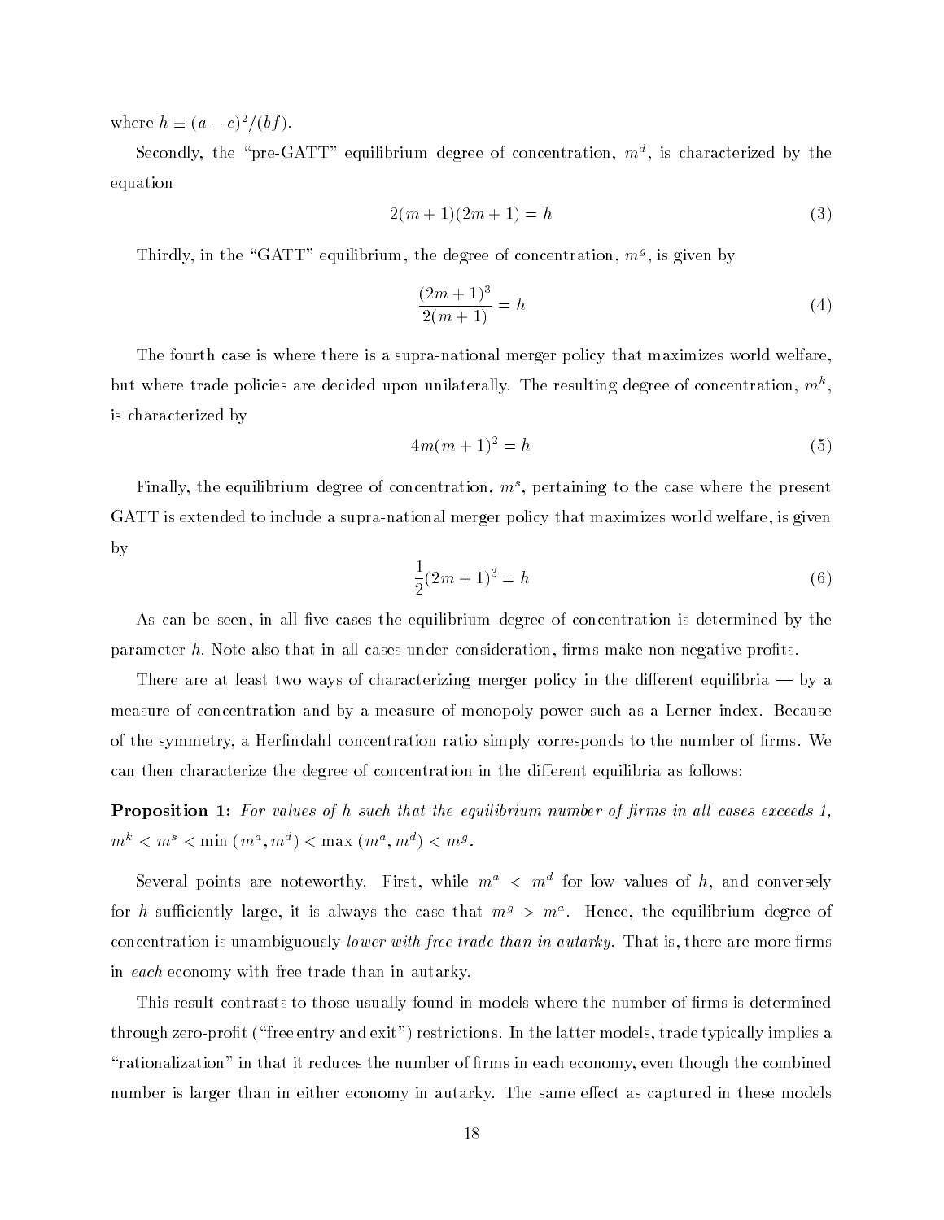where $h \equiv (a-c)^2/(bf)$.

Secondly, the "pre-GATT" equilibrium degree of concentration, $m^d$, is characterized by the equation

$$2(m+1)(2m+1) = h \tag{3}$$

Thirdly, in the "GATT" equilibrium, the degree of concentration, $m^g$, is given by

$$\frac{(2m+1)^3}{2(m+1)} = h \tag{4}$$

The fourth case is where there is a supra-national merger policy that maximizes world welfare, but where trade policies are decided upon unilaterally. The resulting degree of concentration, $m^k$, is characterized by

$$4m(m+1)^2 = h \tag{5}$$

Finally, the equilibrium degree of concentration, $m^s$, pertaining to the case where the present GATT is extended to include a supra-national merger policy that maximizes world welfare, is given by

$$\frac{1}{2}(2m+1)^3 = h \tag{6}$$

As can be seen, in all five cases the equilibrium degree of concentration is determined by the parameter $h$. Note also that in all cases under consideration, firms make non-negative profits.

There are at least two ways of characterizing merger policy in the different equilibria — by a measure of concentration and by a measure of monopoly power such as a Lerner index. Because of the symmetry, a Herfindahl concentration ratio simply corresponds to the number of firms. We can then characterize the degree of concentration in the different equilibria as follows:

**Proposition 1:** *For values of h such that the equilibrium number of firms in all cases exceeds 1,* $m^k < m^s < \min(m^a, m^d) < \max(m^a, m^d) < m^g$.

Several points are noteworthy. First, while $m^a < m^d$ for low values of $h$, and conversely for $h$ sufficiently large, it is always the case that $m^g > m^a$. Hence, the equilibrium degree of concentration is unambiguously *lower with free trade than in autarky.* That is, there are more firms in *each* economy with free trade than in autarky.

This result contrasts to those usually found in models where the number of firms is determined through zero-profit ("free entry and exit") restrictions. In the latter models, trade typically implies a "rationalization" in that it reduces the number of firms in each economy, even though the combined number is larger than in either economy in autarky. The same effect as captured in these models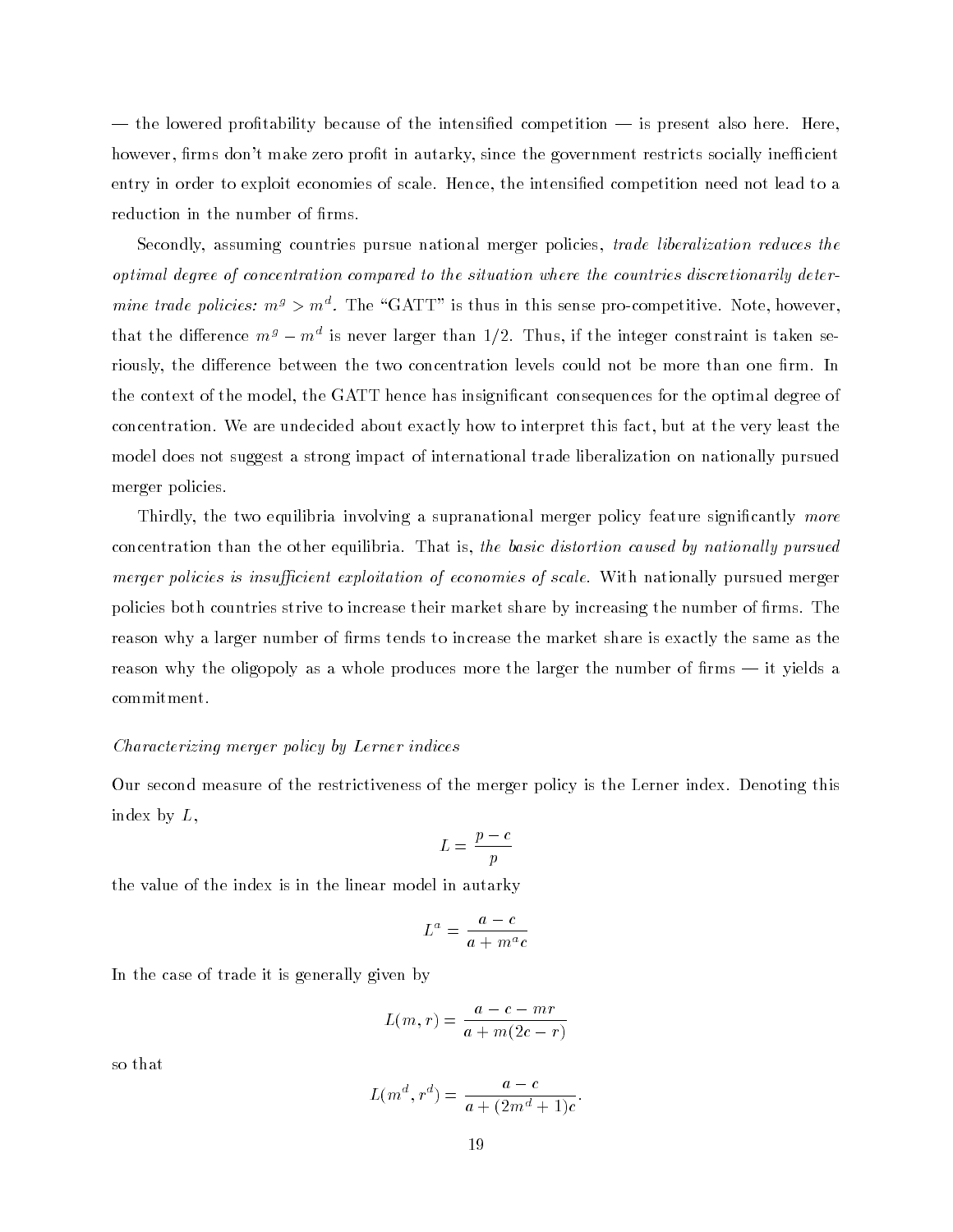— the lowered profitability because of the intensified competition — is present also here. Here, however, firms don't make zero profit in autarky, since the government restricts socially inefficient entry in order to exploit economies of scale. Hence, the intensified competition need not lead to a reduction in the number of firms.

Secondly, assuming countries pursue national merger policies, *trade liberalization reduces the optimal degree of concentration compared to the situation where the countries discretionarily determine trade policies:* $m^g > m^d$. The "GATT" is thus in this sense pro-competitive. Note, however, that the difference $m^g - m^d$ is never larger than $1/2$. Thus, if the integer constraint is taken seriously, the difference between the two concentration levels could not be more than one firm. In the context of the model, the GATT hence has insignificant consequences for the optimal degree of concentration. We are undecided about exactly how to interpret this fact, but at the very least the model does not suggest a strong impact of international trade liberalization on nationally pursued merger policies.

Thirdly, the two equilibria involving a supranational merger policy feature significantly *more* concentration than the other equilibria. That is, *the basic distortion caused by nationally pursued merger policies is insufficient exploitation of economies of scale.* With nationally pursued merger policies both countries strive to increase their market share by increasing the number of firms. The reason why a larger number of firms tends to increase the market share is exactly the same as the reason why the oligopoly as a whole produces more the larger the number of firms — it yields a commitment.

*Characterizing merger policy by Lerner indices*

Our second measure of the restrictiveness of the merger policy is the Lerner index. Denoting this index by $L$,

$$L = \frac{p - c}{p}$$

the value of the index is in the linear model in autarky

$$L^a = \frac{a - c}{a + m^a c}$$

In the case of trade it is generally given by

$$L(m, r) = \frac{a - c - mr}{a + m(2c - r)}$$

so that

$$L(m^d, r^d) = \frac{a - c}{a + (2m^d + 1)c}.$$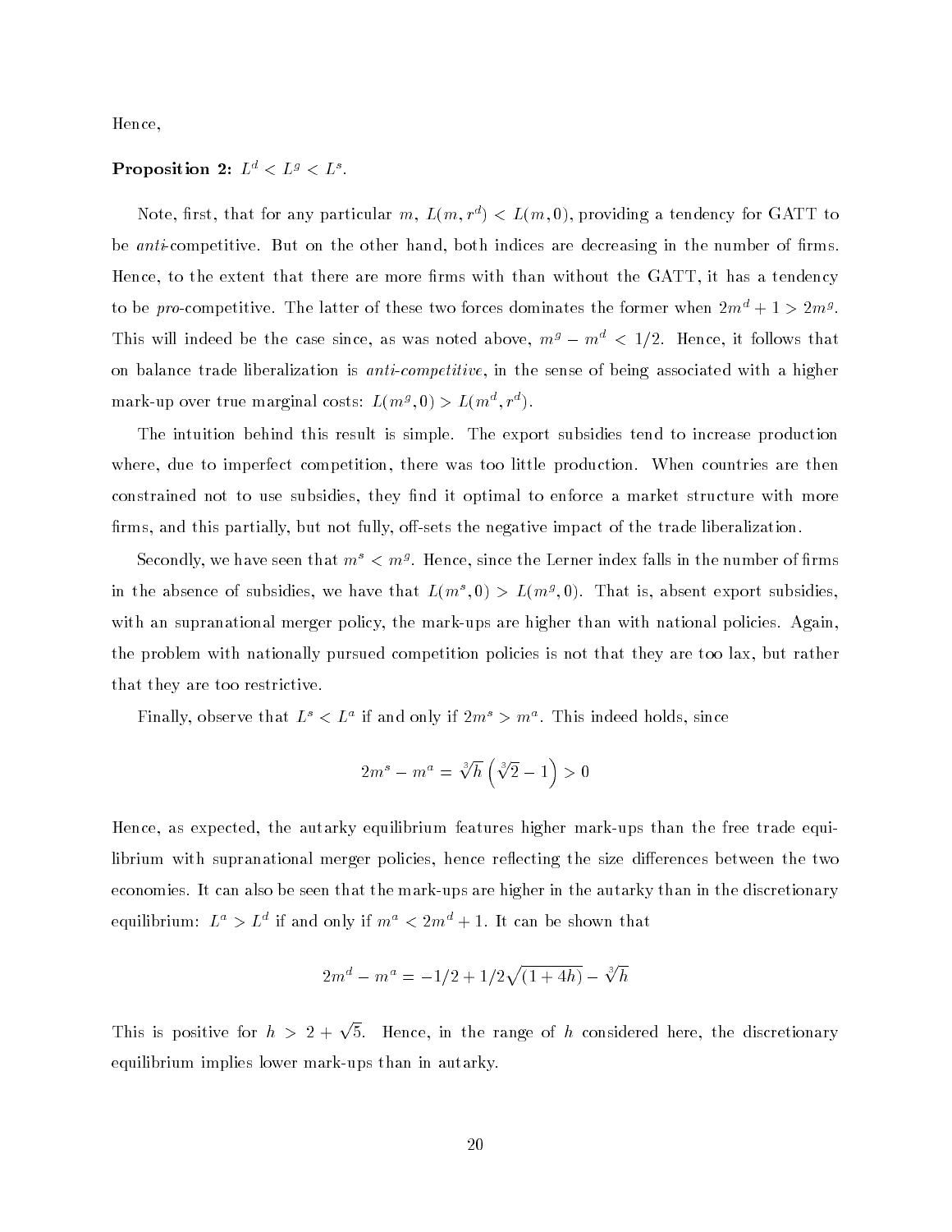Hence,

**Proposition 2:** $L^d < L^g < L^s$.

Note, first, that for any particular $m$, $L(m, r^d) < L(m, 0)$, providing a tendency for GATT to be *anti*-competitive. But on the other hand, both indices are decreasing in the number of firms. Hence, to the extent that there are more firms with than without the GATT, it has a tendency to be *pro*-competitive. The latter of these two forces dominates the former when $2m^d + 1 > 2m^g$. This will indeed be the case since, as was noted above, $m^g - m^d < 1/2$. Hence, it follows that on balance trade liberalization is *anti-competitive*, in the sense of being associated with a higher mark-up over true marginal costs: $L(m^g, 0) > L(m^d, r^d)$.

The intuition behind this result is simple. The export subsidies tend to increase production where, due to imperfect competition, there was too little production. When countries are then constrained not to use subsidies, they find it optimal to enforce a market structure with more firms, and this partially, but not fully, off-sets the negative impact of the trade liberalization.

Secondly, we have seen that $m^s < m^g$. Hence, since the Lerner index falls in the number of firms in the absence of subsidies, we have that $L(m^s, 0) > L(m^g, 0)$. That is, absent export subsidies, with an supranational merger policy, the mark-ups are higher than with national policies. Again, the problem with nationally pursued competition policies is not that they are too lax, but rather that they are too restrictive.

Finally, observe that $L^s < L^a$ if and only if $2m^s > m^a$. This indeed holds, since

$$2m^s - m^a = \sqrt[3]{h}\left(\sqrt[3]{2} - 1\right) > 0$$

Hence, as expected, the autarky equilibrium features higher mark-ups than the free trade equilibrium with supranational merger policies, hence reflecting the size differences between the two economies. It can also be seen that the mark-ups are higher in the autarky than in the discretionary equilibrium: $L^a > L^d$ if and only if $m^a < 2m^d + 1$. It can be shown that

$$2m^d - m^a = -1/2 + 1/2\sqrt{(1 + 4h)} - \sqrt[3]{h}$$

This is positive for $h > 2 + \sqrt{5}$. Hence, in the range of $h$ considered here, the discretionary equilibrium implies lower mark-ups than in autarky.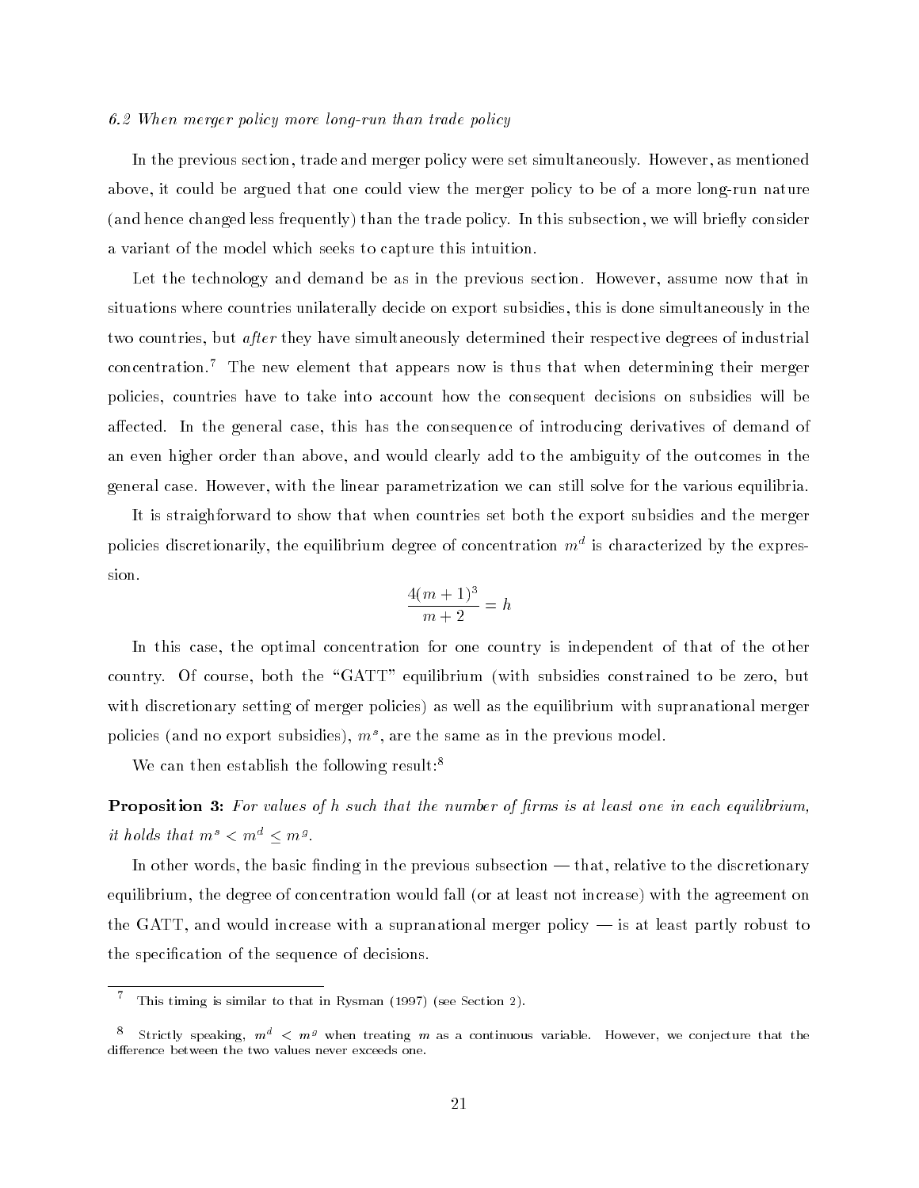*6.2 When merger policy more long-run than trade policy*

In the previous section, trade and merger policy were set simultaneously. However, as mentioned above, it could be argued that one could view the merger policy to be of a more long-run nature (and hence changed less frequently) than the trade policy. In this subsection, we will briefly consider a variant of the model which seeks to capture this intuition.

Let the technology and demand be as in the previous section. However, assume now that in situations where countries unilaterally decide on export subsidies, this is done simultaneously in the two countries, but *after* they have simultaneously determined their respective degrees of industrial concentration.[7] The new element that appears now is thus that when determining their merger policies, countries have to take into account how the consequent decisions on subsidies will be affected. In the general case, this has the consequence of introducing derivatives of demand of an even higher order than above, and would clearly add to the ambiguity of the outcomes in the general case. However, with the linear parametrization we can still solve for the various equilibria.

It is straightforward to show that when countries set both the export subsidies and the merger policies discretionarily, the equilibrium degree of concentration $m^d$ is characterized by the expression.

$$\frac{4(m+1)^3}{m+2} = h$$

In this case, the optimal concentration for one country is independent of that of the other country. Of course, both the "GATT" equilibrium (with subsidies constrained to be zero, but with discretionary setting of merger policies) as well as the equilibrium with supranational merger policies (and no export subsidies), $m^s$, are the same as in the previous model.

We can then establish the following result:[8]

**Proposition 3:** *For values of $h$ such that the number of firms is at least one in each equilibrium, it holds that $m^s < m^d \leq m^g$.*

In other words, the basic finding in the previous subsection — that, relative to the discretionary equilibrium, the degree of concentration would fall (or at least not increase) with the agreement on the GATT, and would increase with a supranational merger policy — is at least partly robust to the specification of the sequence of decisions.

---

[7] This timing is similar to that in Rysman (1997) (see Section 2).

[8] Strictly speaking, $m^d < m^g$ when treating $m$ as a continuous variable. However, we conjecture that the difference between the two values never exceeds one.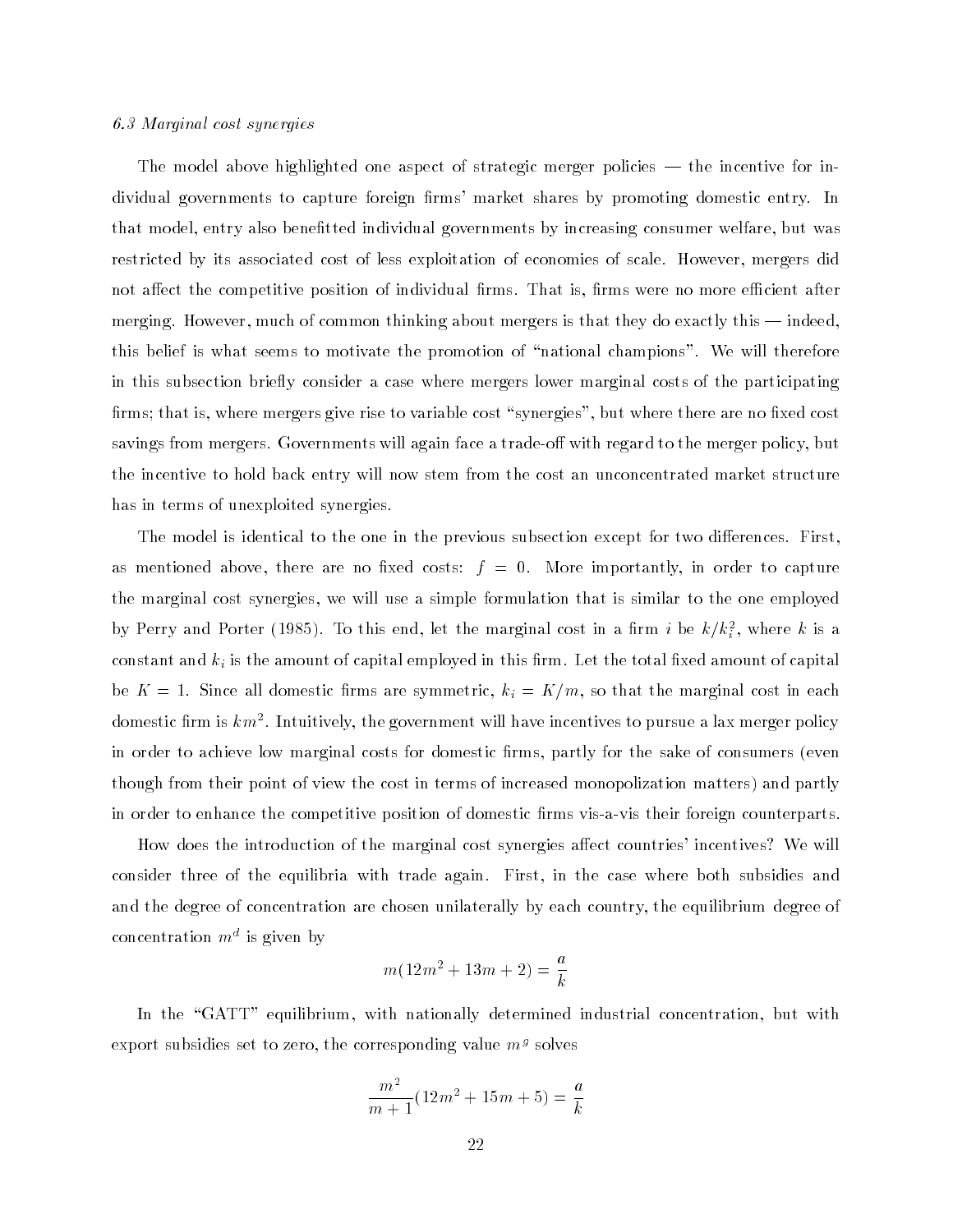### *6.3 Marginal cost synergies*

The model above highlighted one aspect of strategic merger policies — the incentive for individual governments to capture foreign firms' market shares by promoting domestic entry. In that model, entry also benefitted individual governments by increasing consumer welfare, but was restricted by its associated cost of less exploitation of economies of scale. However, mergers did not affect the competitive position of individual firms. That is, firms were no more efficient after merging. However, much of common thinking about mergers is that they do exactly this — indeed, this belief is what seems to motivate the promotion of "national champions". We will therefore in this subsection briefly consider a case where mergers lower marginal costs of the participating firms; that is, where mergers give rise to variable cost "synergies", but where there are no fixed cost savings from mergers. Governments will again face a trade-off with regard to the merger policy, but the incentive to hold back entry will now stem from the cost an unconcentrated market structure has in terms of unexploited synergies.

The model is identical to the one in the previous subsection except for two differences. First, as mentioned above, there are no fixed costs: $f = 0$. More importantly, in order to capture the marginal cost synergies, we will use a simple formulation that is similar to the one employed by Perry and Porter (1985). To this end, let the marginal cost in a firm $i$ be $k/k_i^2$, where $k$ is a constant and $k_i$ is the amount of capital employed in this firm. Let the total fixed amount of capital be $K = 1$. Since all domestic firms are symmetric, $k_i = K/m$, so that the marginal cost in each domestic firm is $km^2$. Intuitively, the government will have incentives to pursue a lax merger policy in order to achieve low marginal costs for domestic firms, partly for the sake of consumers (even though from their point of view the cost in terms of increased monopolization matters) and partly in order to enhance the competitive position of domestic firms vis-a-vis their foreign counterparts.

How does the introduction of the marginal cost synergies affect countries' incentives? We will consider three of the equilibria with trade again. First, in the case where both subsidies and and the degree of concentration are chosen unilaterally by each country, the equilibrium degree of concentration $m^d$ is given by

$$m(12m^2 + 13m + 2) = \frac{a}{k}$$

In the "GATT" equilibrium, with nationally determined industrial concentration, but with export subsidies set to zero, the corresponding value $m^g$ solves

$$\frac{m^2}{m+1}(12m^2 + 15m + 5) = \frac{a}{k}$$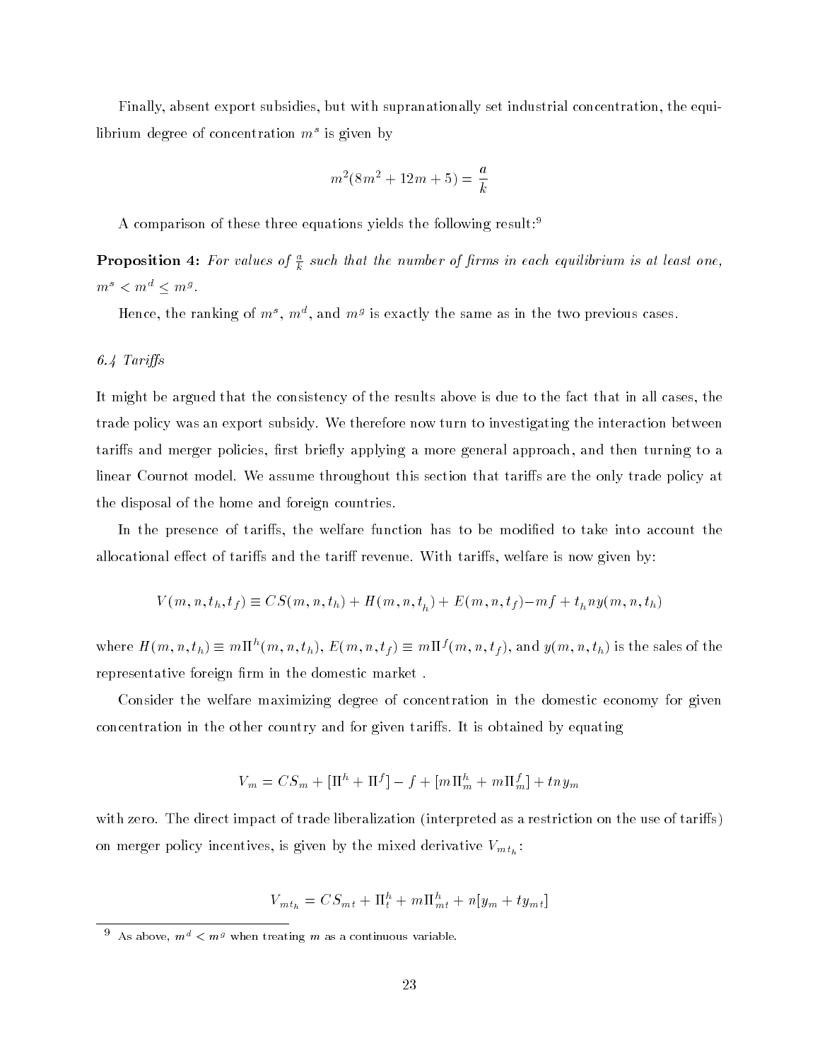Finally, absent export subsidies, but with supranationally set industrial concentration, the equilibrium degree of concentration $m^s$ is given by

$$m^2(8m^2 + 12m + 5) = \frac{a}{k}$$

A comparison of these three equations yields the following result:[9]

**Proposition 4:** *For values of $\frac{a}{k}$ such that the number of firms in each equilibrium is at least one, $m^s < m^d \leq m^g$.*

Hence, the ranking of $m^s$, $m^d$, and $m^g$ is exactly the same as in the two previous cases.

### *6.4 Tariffs*

It might be argued that the consistency of the results above is due to the fact that in all cases, the trade policy was an export subsidy. We therefore now turn to investigating the interaction between tariffs and merger policies, first briefly applying a more general approach, and then turning to a linear Cournot model. We assume throughout this section that tariffs are the only trade policy at the disposal of the home and foreign countries.

In the presence of tariffs, the welfare function has to be modified to take into account the allocational effect of tariffs and the tariff revenue. With tariffs, welfare is now given by:

$$V(m, n, t_h, t_f) \equiv CS(m, n, t_h) + H(m, n, t_h) + E(m, n, t_f) - mf + t_h ny(m, n, t_h)$$

where $H(m, n, t_h) \equiv m\Pi^h(m, n, t_h)$, $E(m, n, t_f) \equiv m\Pi^f(m, n, t_f)$, and $y(m, n, t_h)$ is the sales of the representative foreign firm in the domestic market .

Consider the welfare maximizing degree of concentration in the domestic economy for given concentration in the other country and for given tariffs. It is obtained by equating

$$V_m = CS_m + [\Pi^h + \Pi^f] - f + [m\Pi^h_m + m\Pi^f_m] + tny_m$$

with zero. The direct impact of trade liberalization (interpreted as a restriction on the use of tariffs) on merger policy incentives, is given by the mixed derivative $V_{mt_h}$:

$$V_{mt_h} = CS_{mt} + \Pi^h_t + m\Pi^h_{mt} + n[y_m + ty_{mt}]$$

[9] As above, $m^d < m^g$ when treating $m$ as a continuous variable.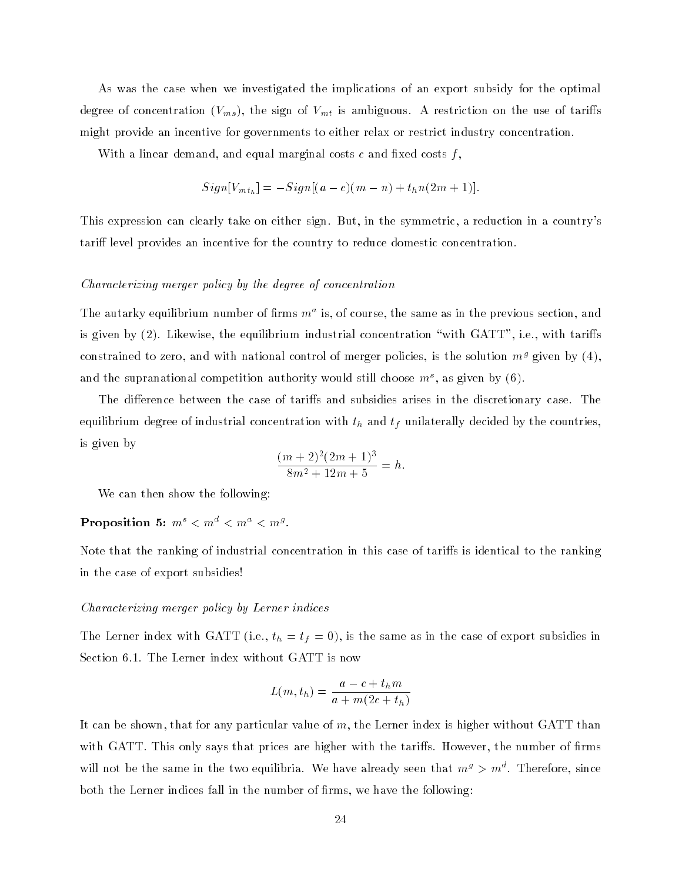As was the case when we investigated the implications of an export subsidy for the optimal degree of concentration ($V_{ms}$), the sign of $V_{mt}$ is ambiguous. A restriction on the use of tariffs might provide an incentive for governments to either relax or restrict industry concentration.

With a linear demand, and equal marginal costs $c$ and fixed costs $f$,

$$Sign[V_{mt_h}] = -Sign[(a-c)(m-n) + t_h n(2m+1)].$$

This expression can clearly take on either sign. But, in the symmetric, a reduction in a country's tariff level provides an incentive for the country to reduce domestic concentration.

*Characterizing merger policy by the degree of concentration*

The autarky equilibrium number of firms $m^a$ is, of course, the same as in the previous section, and is given by (2). Likewise, the equilibrium industrial concentration "with GATT", i.e., with tariffs constrained to zero, and with national control of merger policies, is the solution $m^g$ given by (4), and the supranational competition authority would still choose $m^s$, as given by (6).

The difference between the case of tariffs and subsidies arises in the discretionary case. The equilibrium degree of industrial concentration with $t_h$ and $t_f$ unilaterally decided by the countries, is given by

$$\frac{(m+2)^2(2m+1)^3}{8m^2+12m+5} = h.$$

We can then show the following:

**Proposition 5:** $m^s < m^d < m^a < m^g$.

Note that the ranking of industrial concentration in this case of tariffs is identical to the ranking in the case of export subsidies!

*Characterizing merger policy by Lerner indices*

The Lerner index with GATT (i.e., $t_h = t_f = 0$), is the same as in the case of export subsidies in Section 6.1. The Lerner index without GATT is now

$$L(m, t_h) = \frac{a - c + t_h m}{a + m(2c + t_h)}$$

It can be shown, that for any particular value of $m$, the Lerner index is higher without GATT than with GATT. This only says that prices are higher with the tariffs. However, the number of firms will not be the same in the two equilibria. We have already seen that $m^g > m^d$. Therefore, since both the Lerner indices fall in the number of firms, we have the following: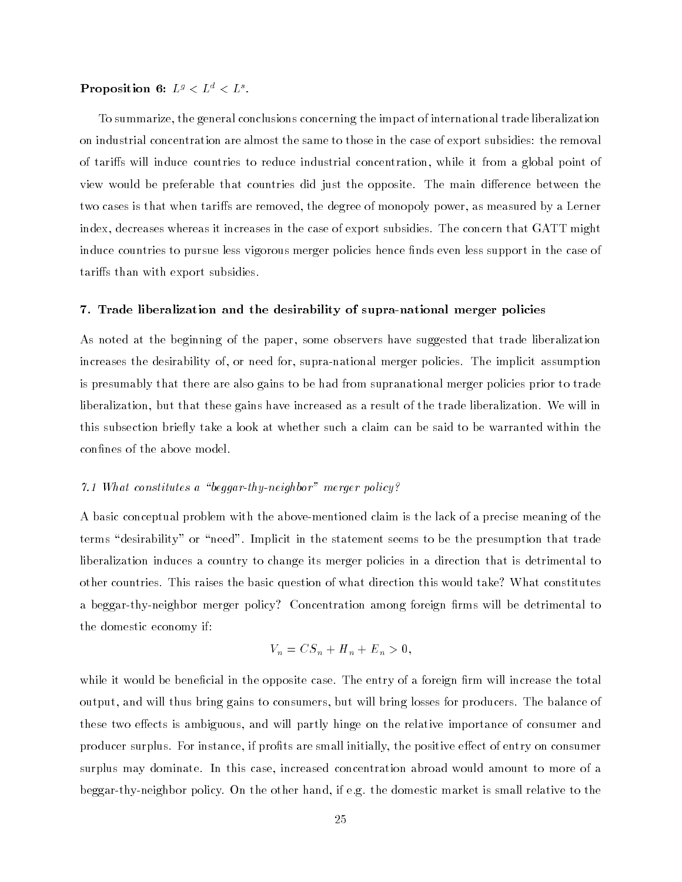**Proposition 6:** $L^g < L^d < L^s$.

To summarize, the general conclusions concerning the impact of international trade liberalization on industrial concentration are almost the same to those in the case of export subsidies: the removal of tariffs will induce countries to reduce industrial concentration, while it from a global point of view would be preferable that countries did just the opposite. The main difference between the two cases is that when tariffs are removed, the degree of monopoly power, as measured by a Lerner index, decreases whereas it increases in the case of export subsidies. The concern that GATT might induce countries to pursue less vigorous merger policies hence finds even less support in the case of tariffs than with export subsidies.

## 7. Trade liberalization and the desirability of supra-national merger policies

As noted at the beginning of the paper, some observers have suggested that trade liberalization increases the desirability of, or need for, supra-national merger policies. The implicit assumption is presumably that there are also gains to be had from supranational merger policies prior to trade liberalization, but that these gains have increased as a result of the trade liberalization. We will in this subsection briefly take a look at whether such a claim can be said to be warranted within the confines of the above model.

### *7.1 What constitutes a "beggar-thy-neighbor" merger policy?*

A basic conceptual problem with the above-mentioned claim is the lack of a precise meaning of the terms "desirability" or "need". Implicit in the statement seems to be the presumption that trade liberalization induces a country to change its merger policies in a direction that is detrimental to other countries. This raises the basic question of what direction this would take? What constitutes a beggar-thy-neighbor merger policy? Concentration among foreign firms will be detrimental to the domestic economy if:

$$V_n = CS_n + H_n + E_n > 0,$$

while it would be beneficial in the opposite case. The entry of a foreign firm will increase the total output, and will thus bring gains to consumers, but will bring losses for producers. The balance of these two effects is ambiguous, and will partly hinge on the relative importance of consumer and producer surplus. For instance, if profits are small initially, the positive effect of entry on consumer surplus may dominate. In this case, increased concentration abroad would amount to more of a beggar-thy-neighbor policy. On the other hand, if e.g. the domestic market is small relative to the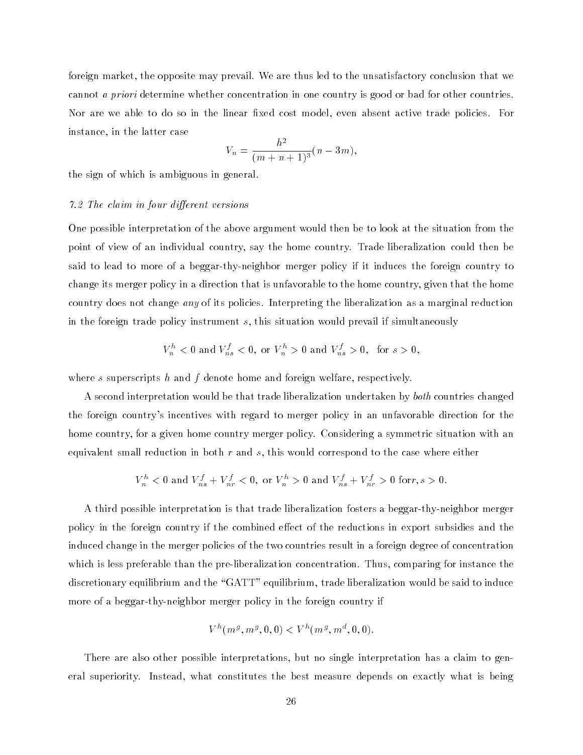foreign market, the opposite may prevail. We are thus led to the unsatisfactory conclusion that we cannot *a priori* determine whether concentration in one country is good or bad for other countries. Nor are we able to do so in the linear fixed cost model, even absent active trade policies. For instance, in the latter case

$$V_n = \frac{h^2}{(m+n+1)^3}(n-3m),$$

the sign of which is ambiguous in general.

*7.2 The claim in four different versions*

One possible interpretation of the above argument would then be to look at the situation from the point of view of an individual country, say the home country. Trade liberalization could then be said to lead to more of a beggar-thy-neighbor merger policy if it induces the foreign country to change its merger policy in a direction that is unfavorable to the home country, given that the home country does not change *any* of its policies. Interpreting the liberalization as a marginal reduction in the foreign trade policy instrument $s$, this situation would prevail if simultaneously

$$V_n^h < 0 \text{ and } V_{ns}^f < 0, \text{ or } V_n^h > 0 \text{ and } V_{ns}^f > 0, \quad \text{for } s > 0,$$

where $s$ superscripts $h$ and $f$ denote home and foreign welfare, respectively.

A second interpretation would be that trade liberalization undertaken by *both* countries changed the foreign country's incentives with regard to merger policy in an unfavorable direction for the home country, for a given home country merger policy. Considering a symmetric situation with an equivalent small reduction in both $r$ and $s$, this would correspond to the case where either

$$V_n^h < 0 \text{ and } V_{ns}^f + V_{nr}^f < 0, \text{ or } V_n^h > 0 \text{ and } V_{ns}^f + V_{nr}^f > 0 \text{ for} r, s > 0.$$

A third possible interpretation is that trade liberalization fosters a beggar-thy-neighbor merger policy in the foreign country if the combined effect of the reductions in export subsidies and the induced change in the merger policies of the two countries result in a foreign degree of concentration which is less preferable than the pre-liberalization concentration. Thus, comparing for instance the discretionary equilibrium and the "GATT" equilibrium, trade liberalization would be said to induce more of a beggar-thy-neighbor merger policy in the foreign country if

$$V^h(m^g, m^g, 0, 0) < V^h(m^g, m^d, 0, 0).$$

There are also other possible interpretations, but no single interpretation has a claim to general superiority. Instead, what constitutes the best measure depends on exactly what is being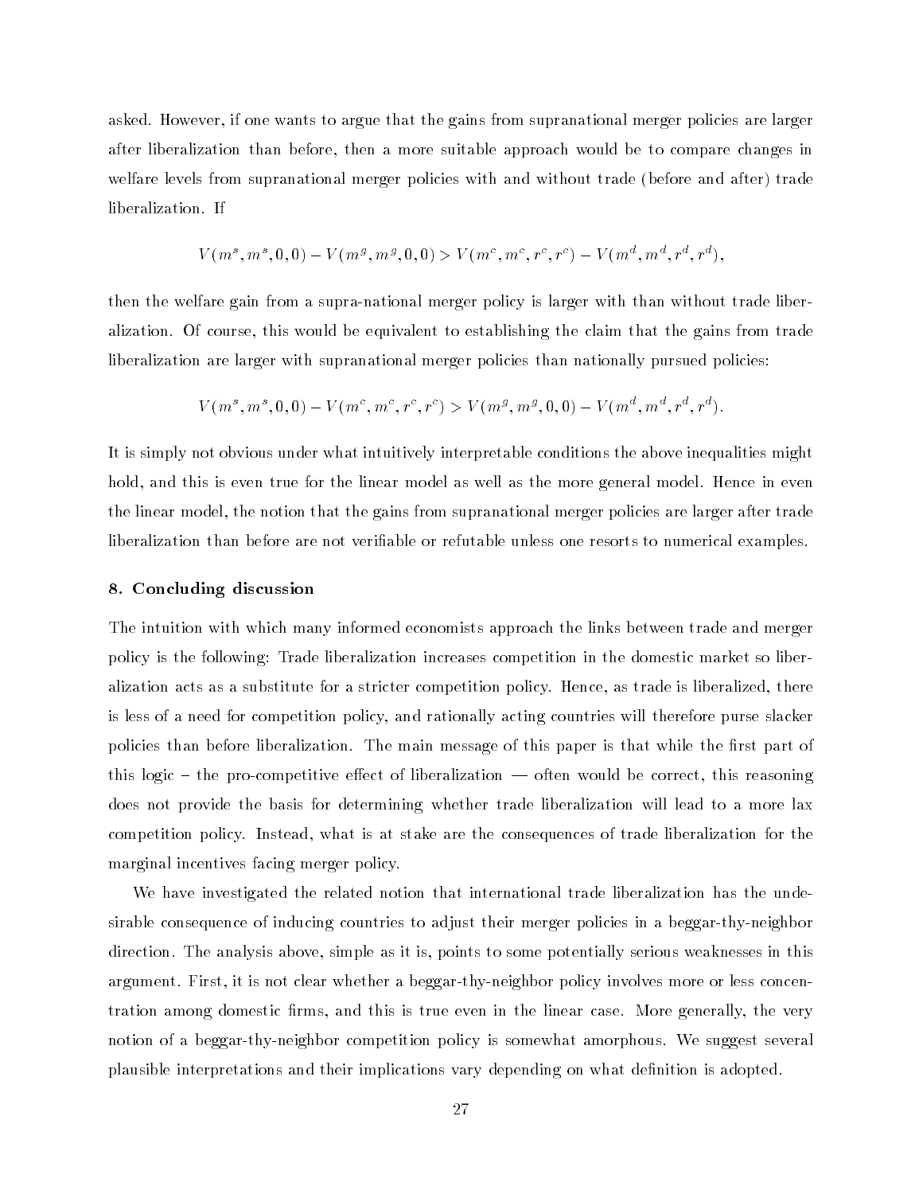asked. However, if one wants to argue that the gains from supranational merger policies are larger after liberalization than before, then a more suitable approach would be to compare changes in welfare levels from supranational merger policies with and without trade (before and after) trade liberalization. If

$$V(m^s, m^s, 0, 0) - V(m^g, m^g, 0, 0) > V(m^c, m^c, r^c, r^c) - V(m^d, m^d, r^d, r^d),$$

then the welfare gain from a supra-national merger policy is larger with than without trade liberalization. Of course, this would be equivalent to establishing the claim that the gains from trade liberalization are larger with supranational merger policies than nationally pursued policies:

$$V(m^s, m^s, 0, 0) - V(m^c, m^c, r^c, r^c) > V(m^g, m^g, 0, 0) - V(m^d, m^d, r^d, r^d).$$

It is simply not obvious under what intuitively interpretable conditions the above inequalities might hold, and this is even true for the linear model as well as the more general model. Hence in even the linear model, the notion that the gains from supranational merger policies are larger after trade liberalization than before are not verifiable or refutable unless one resorts to numerical examples.

## 8. Concluding discussion

The intuition with which many informed economists approach the links between trade and merger policy is the following: Trade liberalization increases competition in the domestic market so liberalization acts as a substitute for a stricter competition policy. Hence, as trade is liberalized, there is less of a need for competition policy, and rationally acting countries will therefore purse slacker policies than before liberalization. The main message of this paper is that while the first part of this logic – the pro-competitive effect of liberalization — often would be correct, this reasoning does not provide the basis for determining whether trade liberalization will lead to a more lax competition policy. Instead, what is at stake are the consequences of trade liberalization for the marginal incentives facing merger policy.

We have investigated the related notion that international trade liberalization has the undesirable consequence of inducing countries to adjust their merger policies in a beggar-thy-neighbor direction. The analysis above, simple as it is, points to some potentially serious weaknesses in this argument. First, it is not clear whether a beggar-thy-neighbor policy involves more or less concentration among domestic firms, and this is true even in the linear case. More generally, the very notion of a beggar-thy-neighbor competition policy is somewhat amorphous. We suggest several plausible interpretations and their implications vary depending on what definition is adopted.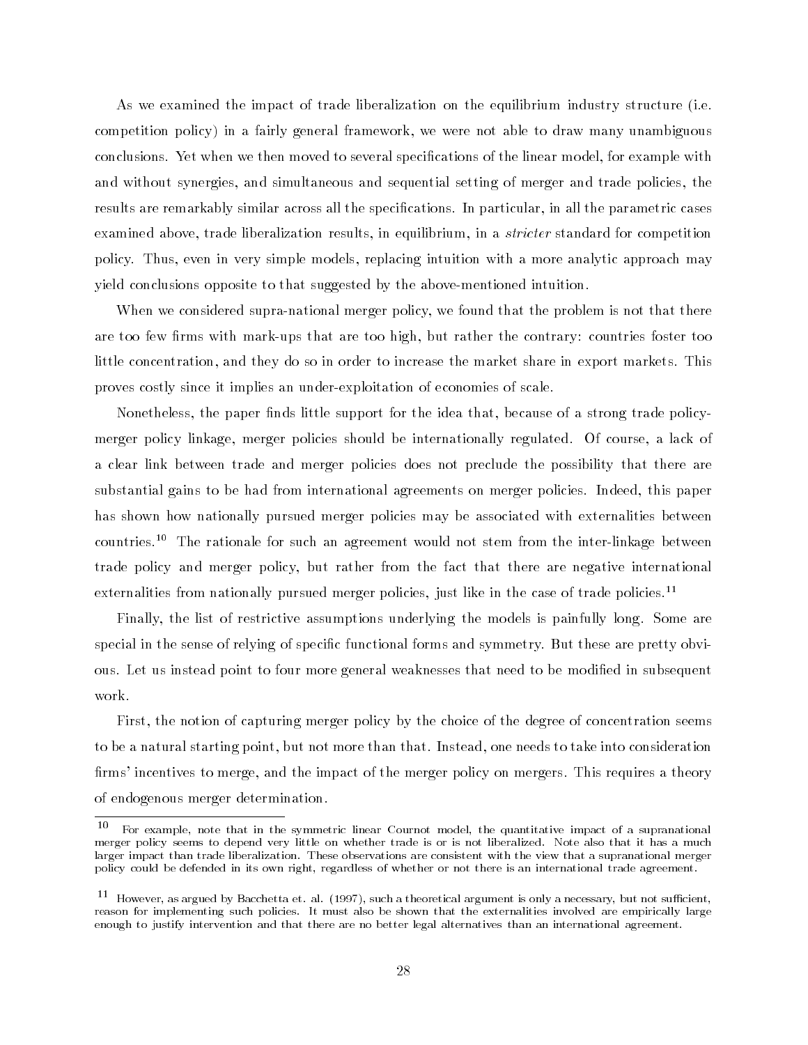As we examined the impact of trade liberalization on the equilibrium industry structure (i.e. competition policy) in a fairly general framework, we were not able to draw many unambiguous conclusions. Yet when we then moved to several specifications of the linear model, for example with and without synergies, and simultaneous and sequential setting of merger and trade policies, the results are remarkably similar across all the specifications. In particular, in all the parametric cases examined above, trade liberalization results, in equilibrium, in a *stricter* standard for competition policy. Thus, even in very simple models, replacing intuition with a more analytic approach may yield conclusions opposite to that suggested by the above-mentioned intuition.

When we considered supra-national merger policy, we found that the problem is not that there are too few firms with mark-ups that are too high, but rather the contrary: countries foster too little concentration, and they do so in order to increase the market share in export markets. This proves costly since it implies an under-exploitation of economies of scale.

Nonetheless, the paper finds little support for the idea that, because of a strong trade policy-merger policy linkage, merger policies should be internationally regulated. Of course, a lack of a clear link between trade and merger policies does not preclude the possibility that there are substantial gains to be had from international agreements on merger policies. Indeed, this paper has shown how nationally pursued merger policies may be associated with externalities between countries.[10] The rationale for such an agreement would not stem from the inter-linkage between trade policy and merger policy, but rather from the fact that there are negative international externalities from nationally pursued merger policies, just like in the case of trade policies.[11]

Finally, the list of restrictive assumptions underlying the models is painfully long. Some are special in the sense of relying of specific functional forms and symmetry. But these are pretty obvious. Let us instead point to four more general weaknesses that need to be modified in subsequent work.

First, the notion of capturing merger policy by the choice of the degree of concentration seems to be a natural starting point, but not more than that. Instead, one needs to take into consideration firms' incentives to merge, and the impact of the merger policy on mergers. This requires a theory of endogenous merger determination.

---

[10] For example, note that in the symmetric linear Cournot model, the quantitative impact of a supranational merger policy seems to depend very little on whether trade is or is not liberalized. Note also that it has a much larger impact than trade liberalization. These observations are consistent with the view that a supranational merger policy could be defended in its own right, regardless of whether or not there is an international trade agreement.

[11] However, as argued by Bacchetta et. al. (1997), such a theoretical argument is only a necessary, but not sufficient, reason for implementing such policies. It must also be shown that the externalities involved are empirically large enough to justify intervention and that there are no better legal alternatives than an international agreement.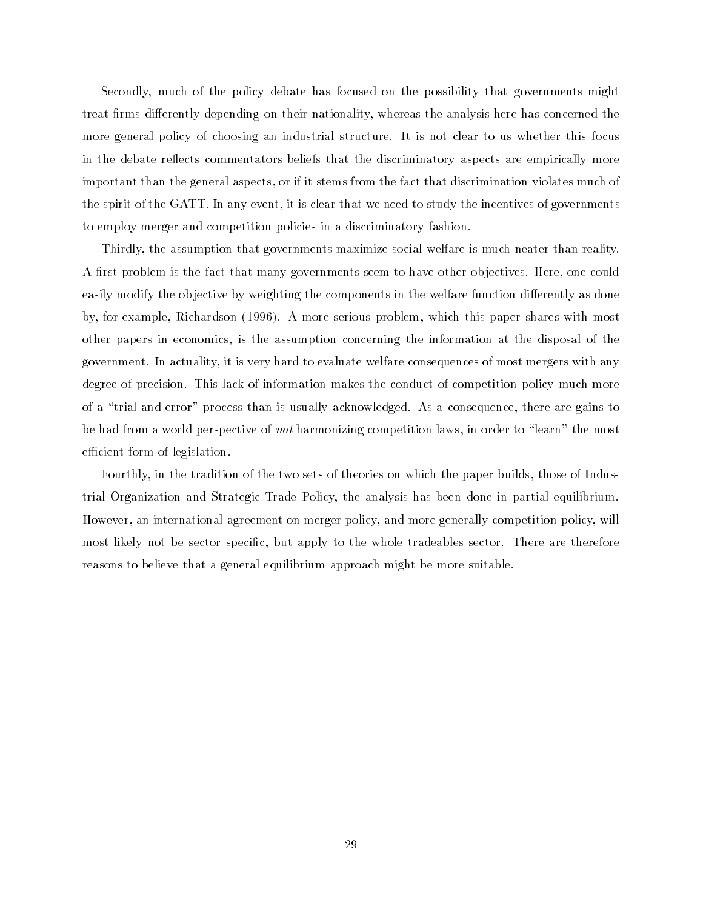Secondly, much of the policy debate has focused on the possibility that governments might treat firms differently depending on their nationality, whereas the analysis here has concerned the more general policy of choosing an industrial structure. It is not clear to us whether this focus in the debate reflects commentators beliefs that the discriminatory aspects are empirically more important than the general aspects, or if it stems from the fact that discrimination violates much of the spirit of the GATT. In any event, it is clear that we need to study the incentives of governments to employ merger and competition policies in a discriminatory fashion.

Thirdly, the assumption that governments maximize social welfare is much neater than reality. A first problem is the fact that many governments seem to have other objectives. Here, one could easily modify the objective by weighting the components in the welfare function differently as done by, for example, Richardson (1996). A more serious problem, which this paper shares with most other papers in economics, is the assumption concerning the information at the disposal of the government. In actuality, it is very hard to evaluate welfare consequences of most mergers with any degree of precision. This lack of information makes the conduct of competition policy much more of a "trial-and-error" process than is usually acknowledged. As a consequence, there are gains to be had from a world perspective of *not* harmonizing competition laws, in order to "learn" the most efficient form of legislation.

Fourthly, in the tradition of the two sets of theories on which the paper builds, those of Industrial Organization and Strategic Trade Policy, the analysis has been done in partial equilibrium. However, an international agreement on merger policy, and more generally competition policy, will most likely not be sector specific, but apply to the whole tradeables sector. There are therefore reasons to believe that a general equilibrium approach might be more suitable.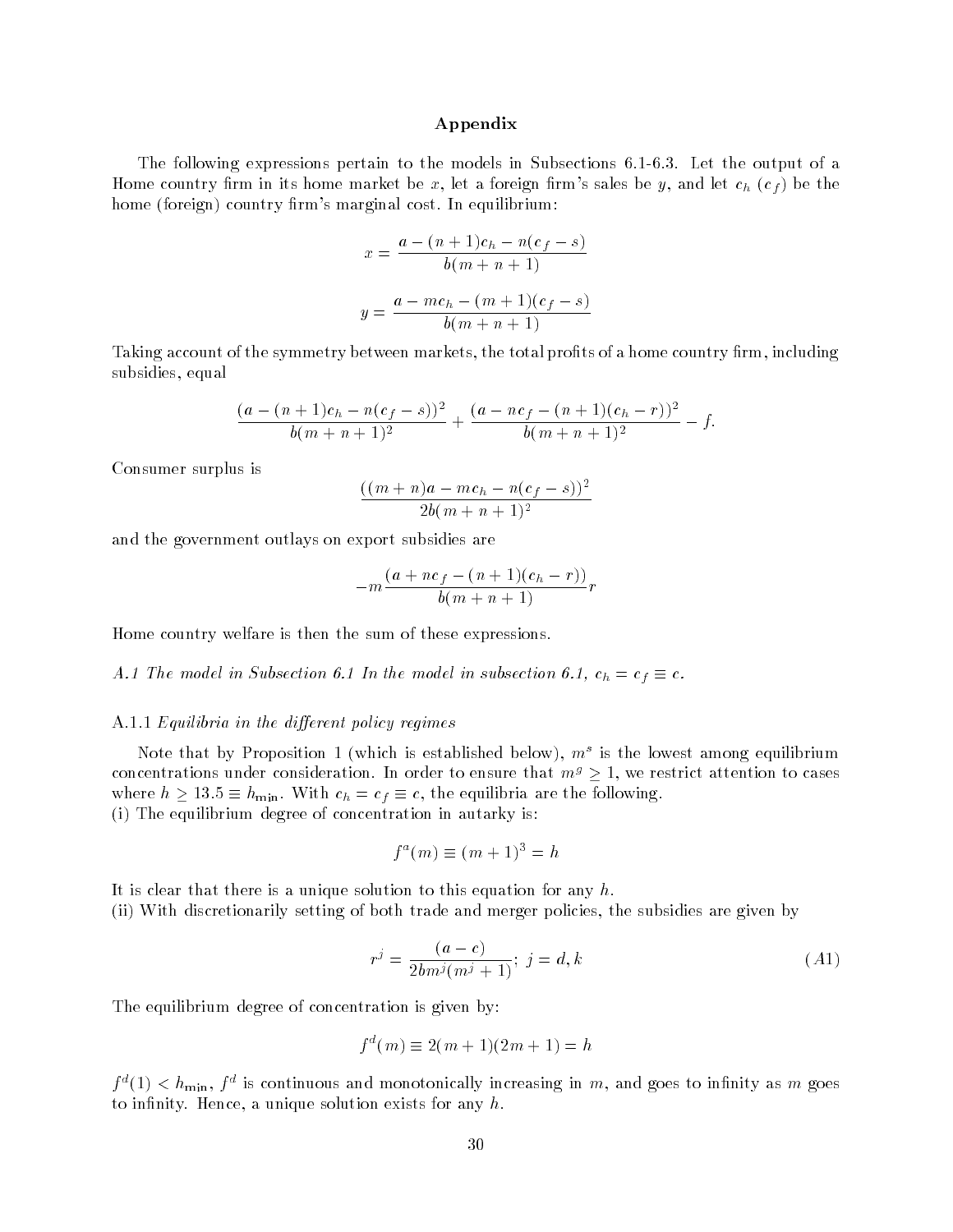## Appendix

The following expressions pertain to the models in Subsections 6.1-6.3. Let the output of a Home country firm in its home market be $x$, let a foreign firm's sales be $y$, and let $c_h$ ($c_f$) be the home (foreign) country firm's marginal cost. In equilibrium:

$$x = \frac{a - (n+1)c_h - n(c_f - s)}{b(m+n+1)}$$

$$y = \frac{a - mc_h - (m+1)(c_f - s)}{b(m+n+1)}$$

Taking account of the symmetry between markets, the total profits of a home country firm, including subsidies, equal

$$\frac{(a - (n+1)c_h - n(c_f - s))^2}{b(m+n+1)^2} + \frac{(a - nc_f - (n+1)(c_h - r))^2}{b(m+n+1)^2} - f.$$

Consumer surplus is

$$\frac{((m+n)a - mc_h - n(c_f - s))^2}{2b(m+n+1)^2}$$

and the government outlays on export subsidies are

$$-m\frac{(a + nc_f - (n+1)(c_h - r))}{b(m+n+1)}r$$

Home country welfare is then the sum of these expressions.

*A.1 The model in Subsection 6.1 In the model in subsection 6.1, $c_h = c_f \equiv c$.*

A.1.1 *Equilibria in the different policy regimes*

Note that by Proposition 1 (which is established below), $m^s$ is the lowest among equilibrium concentrations under consideration. In order to ensure that $m^g \geq 1$, we restrict attention to cases where $h \geq 13.5 \equiv h_{\min}$. With $c_h = c_f \equiv c$, the equilibria are the following.
(i) The equilibrium degree of concentration in autarky is:

$$f^a(m) \equiv (m+1)^3 = h$$

It is clear that there is a unique solution to this equation for any $h$.
(ii) With discretionarily setting of both trade and merger policies, the subsidies are given by

$$r^j = \frac{(a-c)}{2bm^j(m^j+1)};\ j = d, k \tag{A1}$$

The equilibrium degree of concentration is given by:

$$f^d(m) \equiv 2(m+1)(2m+1) = h$$

$f^d(1) < h_{\min}$, $f^d$ is continuous and monotonically increasing in $m$, and goes to infinity as $m$ goes to infinity. Hence, a unique solution exists for any $h$.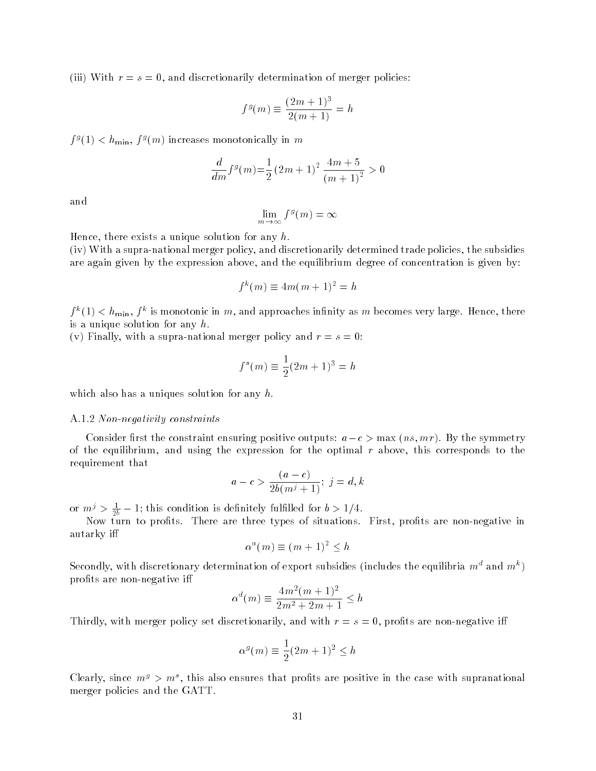(iii) With $r = s = 0$, and discretionarily determination of merger policies:

$$f^g(m) \equiv \frac{(2m+1)^3}{2(m+1)} = h$$

$f^g(1) < h_{\min}$, $f^g(m)$ increases monotonically in $m$

$$\frac{d}{dm} f^g(m) = \frac{1}{2}(2m+1)^2 \frac{4m+5}{(m+1)^2} > 0$$

and

$$\lim_{m \to \infty} f^g(m) = \infty$$

Hence, there exists a unique solution for any $h$.

(iv) With a supra-national merger policy, and discretionarily determined trade policies, the subsidies are again given by the expression above, and the equilibrium degree of concentration is given by:

$$f^k(m) \equiv 4m(m+1)^2 = h$$

$f^k(1) < h_{\min}$, $f^k$ is monotonic in $m$, and approaches infinity as $m$ becomes very large. Hence, there is a unique solution for any $h$.

(v) Finally, with a supra-national merger policy and $r = s = 0$:

$$f^s(m) \equiv \frac{1}{2}(2m+1)^3 = h$$

which also has a uniques solution for any $h$.

A.1.2 *Non-negativity constraints*

Consider first the constraint ensuring positive outputs: $a - c > \max(ns, mr)$. By the symmetry of the equilibrium, and using the expression for the optimal $r$ above, this corresponds to the requirement that

$$a - c > \frac{(a-c)}{2b(m^j+1)};\ j = d, k$$

or $m^j > \frac{1}{2b} - 1$; this condition is definitely fulfilled for $b > 1/4$.

Now turn to profits. There are three types of situations. First, profits are non-negative in autarky iff

$$\alpha^a(m) \equiv (m+1)^2 \leq h$$

Secondly, with discretionary determination of export subsidies (includes the equilibria $m^d$ and $m^k$) profits are non-negative iff

$$\alpha^d(m) \equiv \frac{4m^2(m+1)^2}{2m^2+2m+1} \leq h$$

Thirdly, with merger policy set discretionarily, and with $r = s = 0$, profits are non-negative iff

$$\alpha^g(m) \equiv \frac{1}{2}(2m+1)^2 \leq h$$

Clearly, since $m^g > m^s$, this also ensures that profits are positive in the case with supranational merger policies and the GATT.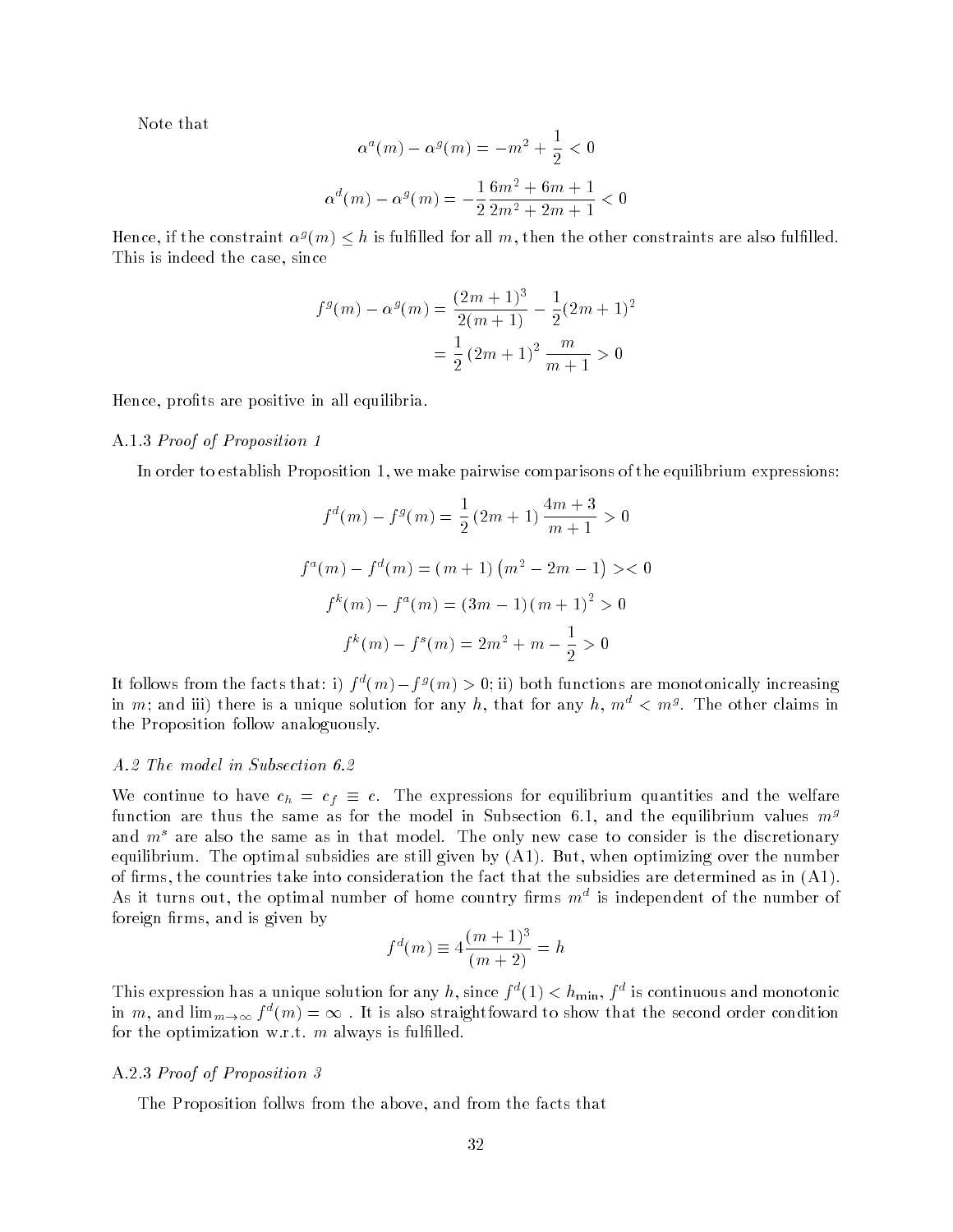Note that

$$\alpha^a(m) - \alpha^g(m) = -m^2 + \frac{1}{2} < 0$$

$$\alpha^d(m) - \alpha^g(m) = -\frac{1}{2}\frac{6m^2 + 6m + 1}{2m^2 + 2m + 1} < 0$$

Hence, if the constraint $\alpha^g(m) \leq h$ is fulfilled for all $m$, then the other constraints are also fulfilled. This is indeed the case, since

$$\begin{aligned} f^g(m) - \alpha^g(m) &= \frac{(2m+1)^3}{2(m+1)} - \frac{1}{2}(2m+1)^2 \\ &= \frac{1}{2}(2m+1)^2 \frac{m}{m+1} > 0 \end{aligned}$$

Hence, profits are positive in all equilibria.

A.1.3 *Proof of Proposition 1*

In order to establish Proposition 1, we make pairwise comparisons of the equilibrium expressions:

$$f^d(m) - f^g(m) = \frac{1}{2}(2m+1)\frac{4m+3}{m+1} > 0$$

$$f^a(m) - f^d(m) = (m+1)\left(m^2 - 2m - 1\right) >< 0$$

$$f^k(m) - f^a(m) = (3m-1)(m+1)^2 > 0$$

$$f^k(m) - f^s(m) = 2m^2 + m - \frac{1}{2} > 0$$

It follows from the facts that: i) $f^d(m) - f^g(m) > 0$; ii) both functions are monotonically increasing in $m$; and iii) there is a unique solution for any $h$, that for any $h$, $m^d < m^g$. The other claims in the Proposition follow analoguously.

*A.2 The model in Subsection 6.2*

We continue to have $c_h = c_f \equiv c$. The expressions for equilibrium quantities and the welfare function are thus the same as for the model in Subsection 6.1, and the equilibrium values $m^g$ and $m^s$ are also the same as in that model. The only new case to consider is the discretionary equilibrium. The optimal subsidies are still given by (A1). But, when optimizing over the number of firms, the countries take into consideration the fact that the subsidies are determined as in (A1). As it turns out, the optimal number of home country firms $m^d$ is independent of the number of foreign firms, and is given by

$$f^d(m) \equiv 4\frac{(m+1)^3}{(m+2)} = h$$

This expression has a unique solution for any $h$, since $f^d(1) < h_{\min}$, $f^d$ is continuous and monotonic in $m$, and $\lim_{m\to\infty} f^d(m) = \infty$ . It is also straightfoward to show that the second order condition for the optimization w.r.t. $m$ always is fulfilled.

A.2.3 *Proof of Proposition 3*

The Proposition follws from the above, and from the facts that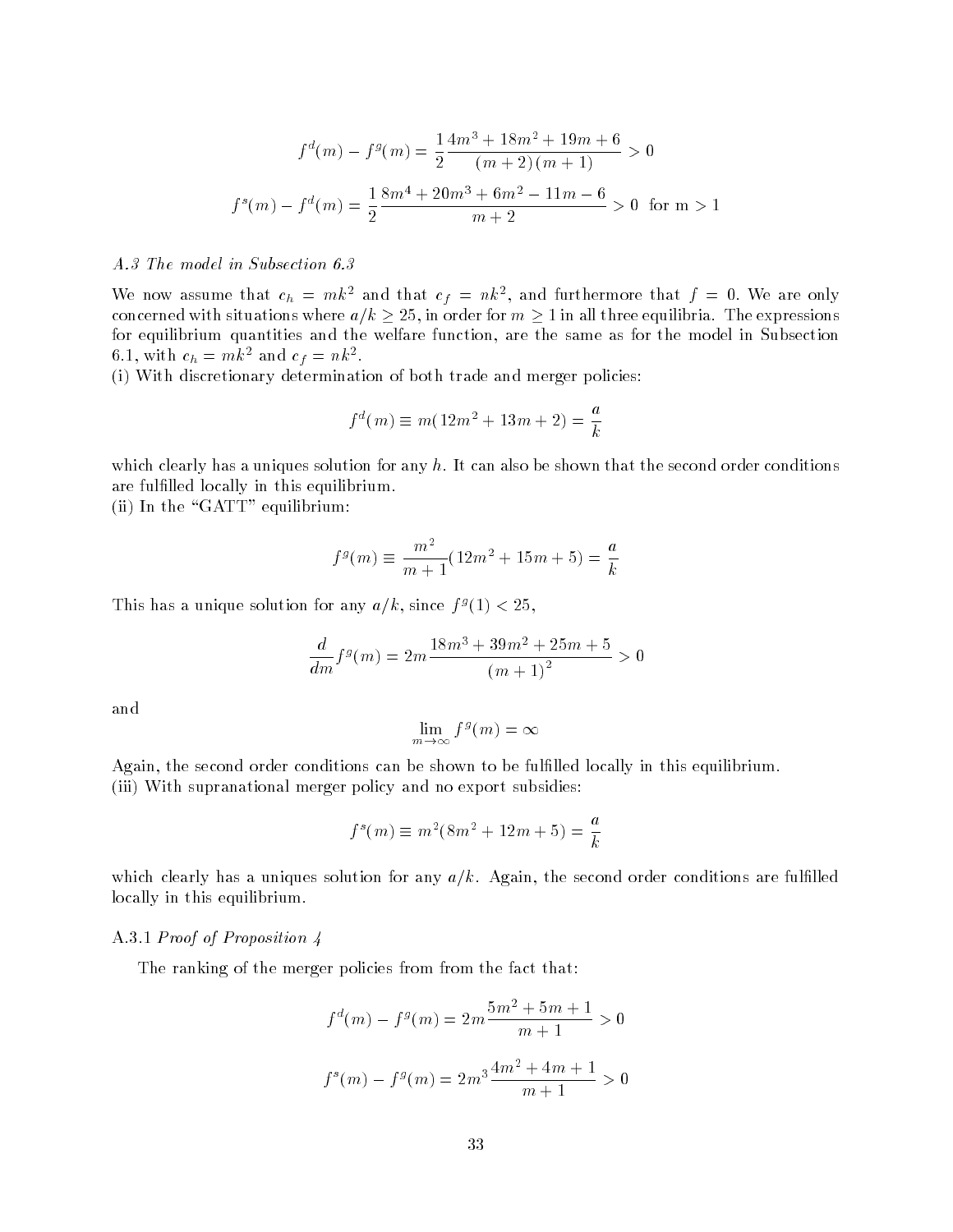$$f^d(m) - f^g(m) = \frac{1}{2}\frac{4m^3 + 18m^2 + 19m + 6}{(m+2)(m+1)} > 0$$

$$f^s(m) - f^d(m) = \frac{1}{2}\frac{8m^4 + 20m^3 + 6m^2 - 11m - 6}{m+2} > 0 \text{ for m} > 1$$

### *A.3 The model in Subsection 6.3*

We now assume that $c_h = mk^2$ and that $c_f = nk^2$, and furthermore that $f = 0$. We are only concerned with situations where $a/k \geq 25$, in order for $m \geq 1$ in all three equilibria. The expressions for equilibrium quantities and the welfare function, are the same as for the model in Subsection 6.1, with $c_h = mk^2$ and $c_f = nk^2$.

(i) With discretionary determination of both trade and merger policies:

$$f^d(m) \equiv m(12m^2 + 13m + 2) = \frac{a}{k}$$

which clearly has a uniques solution for any $h$. It can also be shown that the second order conditions are fulfilled locally in this equilibrium.

(ii) In the "GATT" equilibrium:

$$f^g(m) \equiv \frac{m^2}{m+1}(12m^2 + 15m + 5) = \frac{a}{k}$$

This has a unique solution for any $a/k$, since $f^g(1) < 25$,

$$\frac{d}{dm}f^g(m) = 2m\frac{18m^3 + 39m^2 + 25m + 5}{(m+1)^2} > 0$$

and

$$\lim_{m\to\infty} f^g(m) = \infty$$

Again, the second order conditions can be shown to be fulfilled locally in this equilibrium.

(iii) With supranational merger policy and no export subsidies:

$$f^s(m) \equiv m^2(8m^2 + 12m + 5) = \frac{a}{k}$$

which clearly has a uniques solution for any $a/k$. Again, the second order conditions are fulfilled locally in this equilibrium.

#### A.3.1 *Proof of Proposition 4*

The ranking of the merger policies from from the fact that:

$$f^d(m) - f^g(m) = 2m\frac{5m^2 + 5m + 1}{m+1} > 0$$

$$f^s(m) - f^g(m) = 2m^3\frac{4m^2 + 4m + 1}{m+1} > 0$$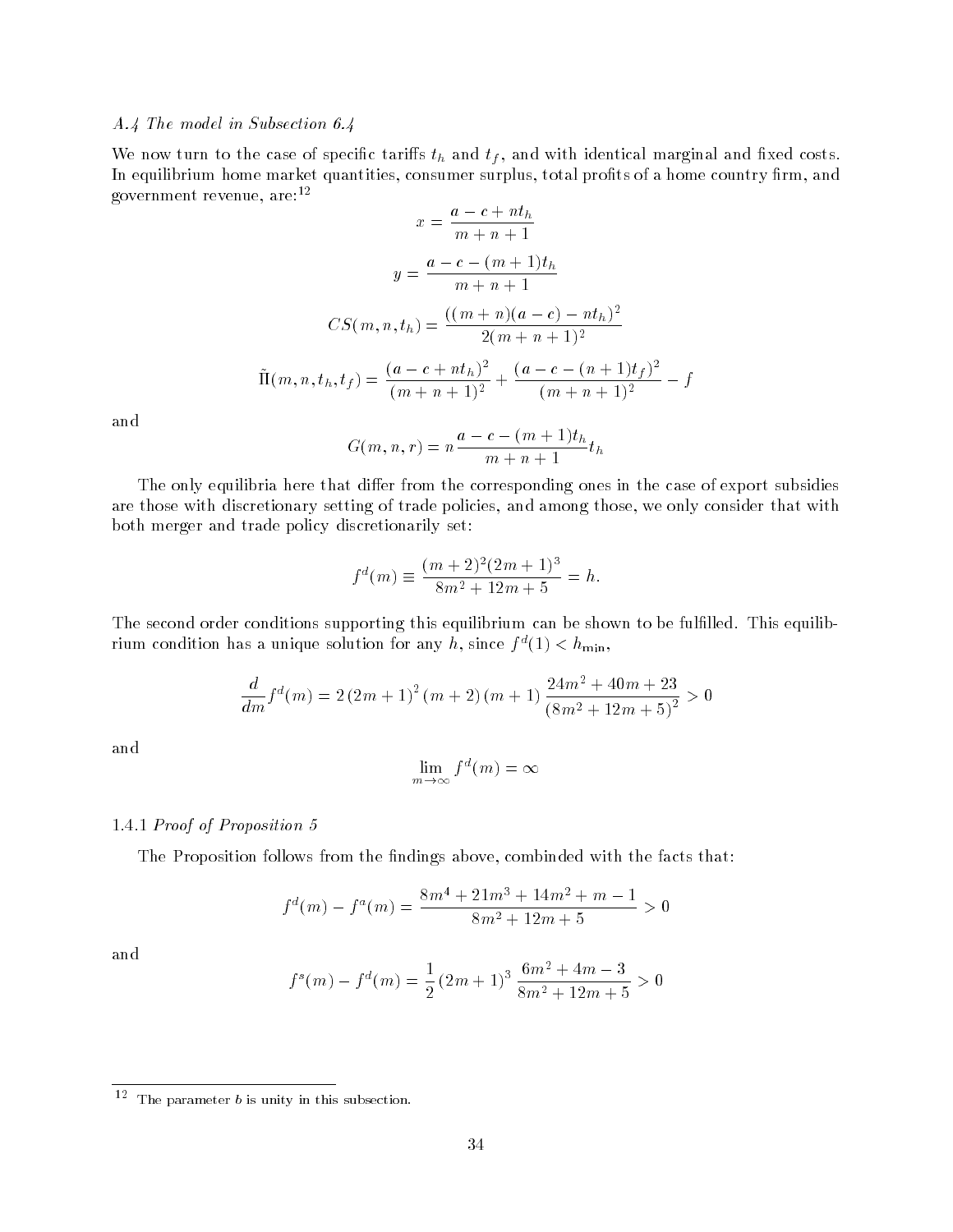### *A.4 The model in Subsection 6.4*

We now turn to the case of specific tariffs $t_h$ and $t_f$, and with identical marginal and fixed costs. In equilibrium home market quantities, consumer surplus, total profits of a home country firm, and government revenue, are:[12]

$$x = \frac{a - c + nt_h}{m + n + 1}$$

$$y = \frac{a - c - (m+1)t_h}{m + n + 1}$$

$$CS(m, n, t_h) = \frac{((m+n)(a-c) - nt_h)^2}{2(m+n+1)^2}$$

$$\tilde{\Pi}(m, n, t_h, t_f) = \frac{(a - c + nt_h)^2}{(m+n+1)^2} + \frac{(a - c - (n+1)t_f)^2}{(m+n+1)^2} - f$$

and

$$G(m, n, r) = n\frac{a - c - (m+1)t_h}{m + n + 1}t_h$$

The only equilibria here that differ from the corresponding ones in the case of export subsidies are those with discretionary setting of trade policies, and among those, we only consider that with both merger and trade policy discretionarily set:

$$f^d(m) \equiv \frac{(m+2)^2(2m+1)^3}{8m^2 + 12m + 5} = h.$$

The second order conditions supporting this equilibrium can be shown to be fulfilled. This equilibrium condition has a unique solution for any $h$, since $f^d(1) < h_{\min}$,

$$\frac{d}{dm}f^d(m) = 2\left(2m+1\right)^2\left(m+2\right)\left(m+1\right)\frac{24m^2 + 40m + 23}{\left(8m^2 + 12m + 5\right)^2} > 0$$

and

$$\lim_{m \to \infty} f^d(m) = \infty$$

#### 1.4.1 *Proof of Proposition 5*

The Proposition follows from the findings above, combinded with the facts that:

$$f^d(m) - f^a(m) = \frac{8m^4 + 21m^3 + 14m^2 + m - 1}{8m^2 + 12m + 5} > 0$$

and

$$f^s(m) - f^d(m) = \frac{1}{2}\left(2m+1\right)^3\frac{6m^2 + 4m - 3}{8m^2 + 12m + 5} > 0$$

[12] The parameter $b$ is unity in this subsection.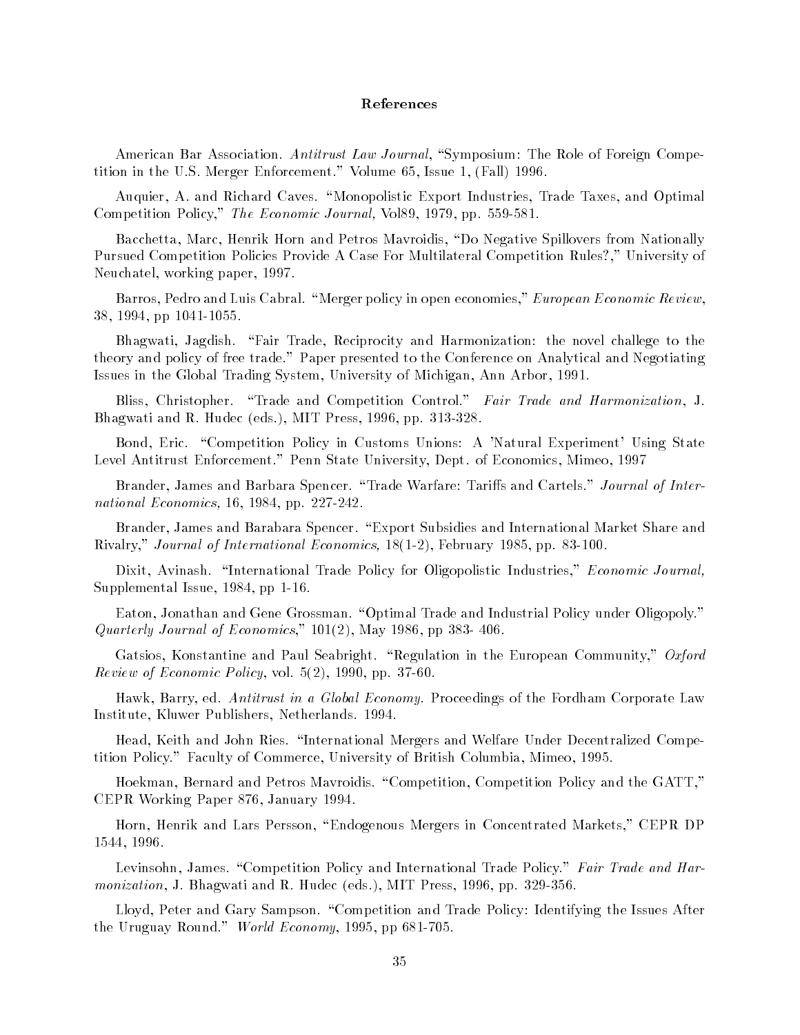## References

American Bar Association. *Antitrust Law Journal*, "Symposium: The Role of Foreign Competition in the U.S. Merger Enforcement." Volume 65, Issue 1, (Fall) 1996.

Auquier, A. and Richard Caves. "Monopolistic Export Industries, Trade Taxes, and Optimal Competition Policy," *The Economic Journal*, Vol89, 1979, pp. 559-581.

Bacchetta, Marc, Henrik Horn and Petros Mavroidis, "Do Negative Spillovers from Nationally Pursued Competition Policies Provide A Case For Multilateral Competition Rules?," University of Neuchatel, working paper, 1997.

Barros, Pedro and Luis Cabral. "Merger policy in open economies," *European Economic Review*, 38, 1994, pp 1041-1055.

Bhagwati, Jagdish. "Fair Trade, Reciprocity and Harmonization: the novel challege to the theory and policy of free trade." Paper presented to the Conference on Analytical and Negotiating Issues in the Global Trading System, University of Michigan, Ann Arbor, 1991.

Bliss, Christopher. "Trade and Competition Control." *Fair Trade and Harmonization*, J. Bhagwati and R. Hudec (eds.), MIT Press, 1996, pp. 313-328.

Bond, Eric. "Competition Policy in Customs Unions: A 'Natural Experiment' Using State Level Antitrust Enforcement." Penn State University, Dept. of Economics, Mimeo, 1997

Brander, James and Barbara Spencer. "Trade Warfare: Tariffs and Cartels." *Journal of International Economics*, 16, 1984, pp. 227-242.

Brander, James and Barabara Spencer. "Export Subsidies and International Market Share and Rivalry," *Journal of International Economics*, 18(1-2), February 1985, pp. 83-100.

Dixit, Avinash. "International Trade Policy for Oligopolistic Industries," *Economic Journal*, Supplemental Issue, 1984, pp 1-16.

Eaton, Jonathan and Gene Grossman. "Optimal Trade and Industrial Policy under Oligopoly." *Quarterly Journal of Economics*," 101(2), May 1986, pp 383- 406.

Gatsios, Konstantine and Paul Seabright. "Regulation in the European Community," *Oxford Review of Economic Policy*, vol. 5(2), 1990, pp. 37-60.

Hawk, Barry, ed. *Antitrust in a Global Economy.* Proceedings of the Fordham Corporate Law Institute, Kluwer Publishers, Netherlands. 1994.

Head, Keith and John Ries. "International Mergers and Welfare Under Decentralized Competition Policy." Faculty of Commerce, University of British Columbia, Mimeo, 1995.

Hoekman, Bernard and Petros Mavroidis. "Competition, Competition Policy and the GATT," CEPR Working Paper 876, January 1994.

Horn, Henrik and Lars Persson, "Endogenous Mergers in Concentrated Markets," CEPR DP 1544, 1996.

Levinsohn, James. "Competition Policy and International Trade Policy." *Fair Trade and Harmonization*, J. Bhagwati and R. Hudec (eds.), MIT Press, 1996, pp. 329-356.

Lloyd, Peter and Gary Sampson. "Competition and Trade Policy: Identifying the Issues After the Uruguay Round." *World Economy*, 1995, pp 681-705.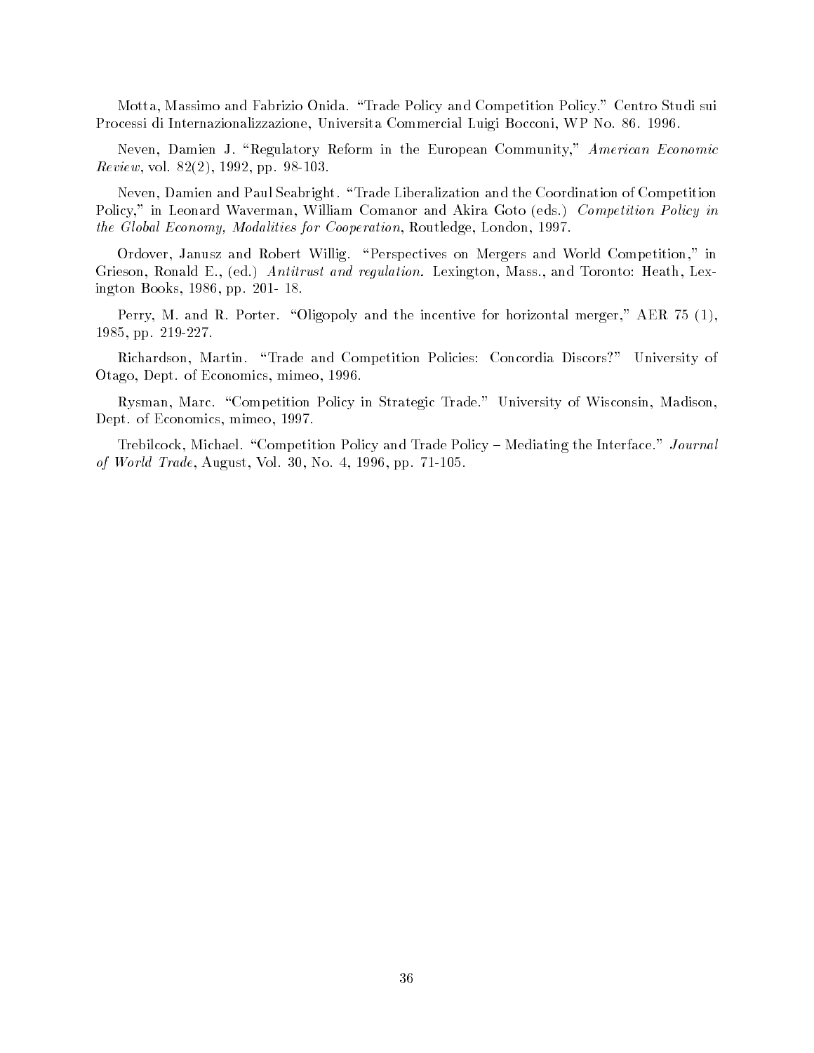Motta, Massimo and Fabrizio Onida. "Trade Policy and Competition Policy." Centro Studi sui Processi di Internazionalizzazione, Universita Commercial Luigi Bocconi, WP No. 86. 1996.

Neven, Damien J. "Regulatory Reform in the European Community," *American Economic Review*, vol. 82(2), 1992, pp. 98-103.

Neven, Damien and Paul Seabright. "Trade Liberalization and the Coordination of Competition Policy," in Leonard Waverman, William Comanor and Akira Goto (eds.) *Competition Policy in the Global Economy, Modalities for Cooperation*, Routledge, London, 1997.

Ordover, Janusz and Robert Willig. "Perspectives on Mergers and World Competition," in Grieson, Ronald E., (ed.) *Antitrust and regulation.* Lexington, Mass., and Toronto: Heath, Lexington Books, 1986, pp. 201- 18.

Perry, M. and R. Porter. "Oligopoly and the incentive for horizontal merger," AER 75 (1), 1985, pp. 219-227.

Richardson, Martin. "Trade and Competition Policies: Concordia Discors?" University of Otago, Dept. of Economics, mimeo, 1996.

Rysman, Marc. "Competition Policy in Strategic Trade." University of Wisconsin, Madison, Dept. of Economics, mimeo, 1997.

Trebilcock, Michael. "Competition Policy and Trade Policy – Mediating the Interface." *Journal of World Trade*, August, Vol. 30, No. 4, 1996, pp. 71-105.